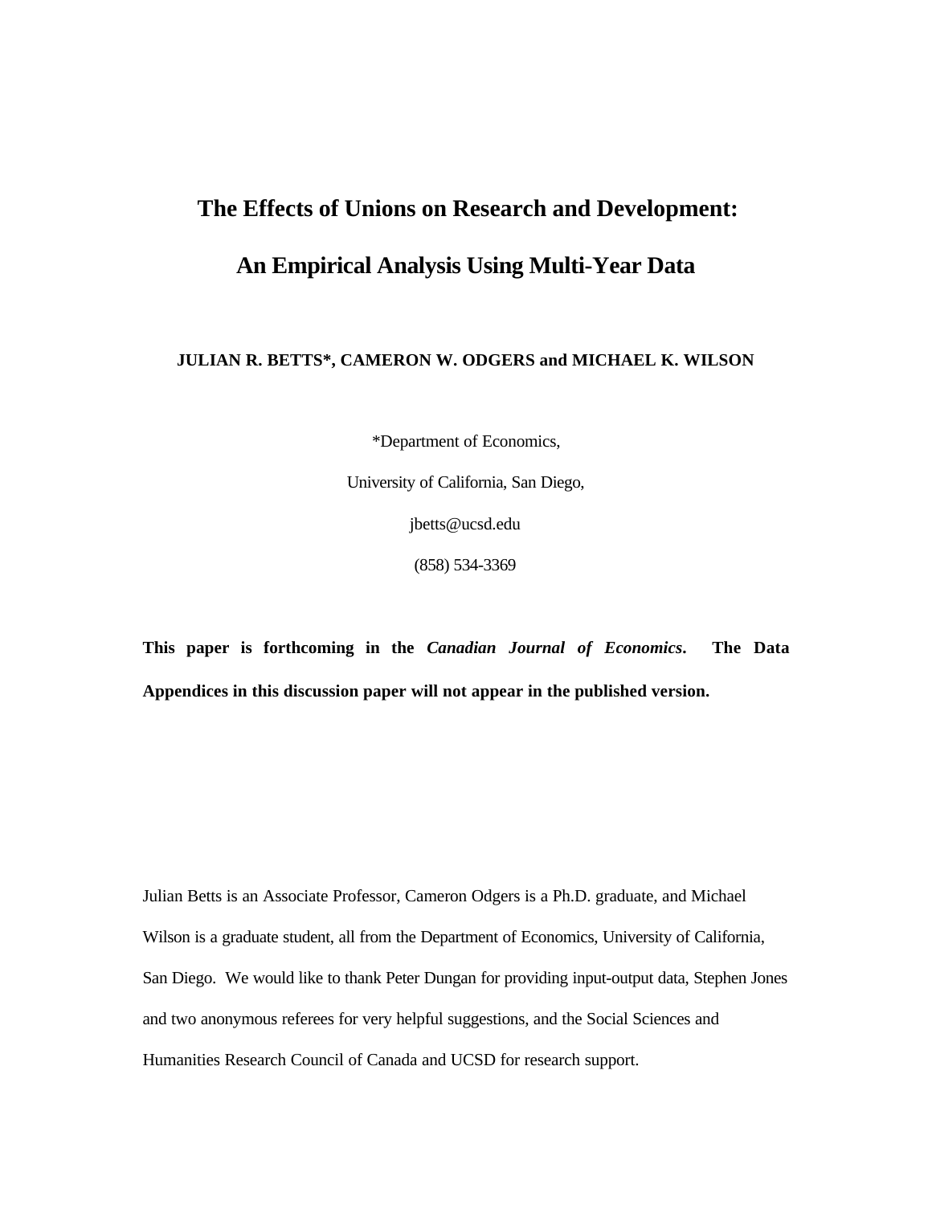# The Effects of Unions on Research and Development:

# An Empirical Analysis Using Multi-Year Data

**JULIAN R. BETTS*, CAMERON W. ODGERS and MICHAEL K. WILSON**

*Department of Economics,

University of California, San Diego,

jbetts@ucsd.edu

(858) 534-3369

**This paper is forthcoming in the *Canadian Journal of Economics*. The Data Appendices in this discussion paper will not appear in the published version.**

Julian Betts is an Associate Professor, Cameron Odgers is a Ph.D. graduate, and Michael Wilson is a graduate student, all from the Department of Economics, University of California, San Diego. We would like to thank Peter Dungan for providing input-output data, Stephen Jones and two anonymous referees for very helpful suggestions, and the Social Sciences and Humanities Research Council of Canada and UCSD for research support.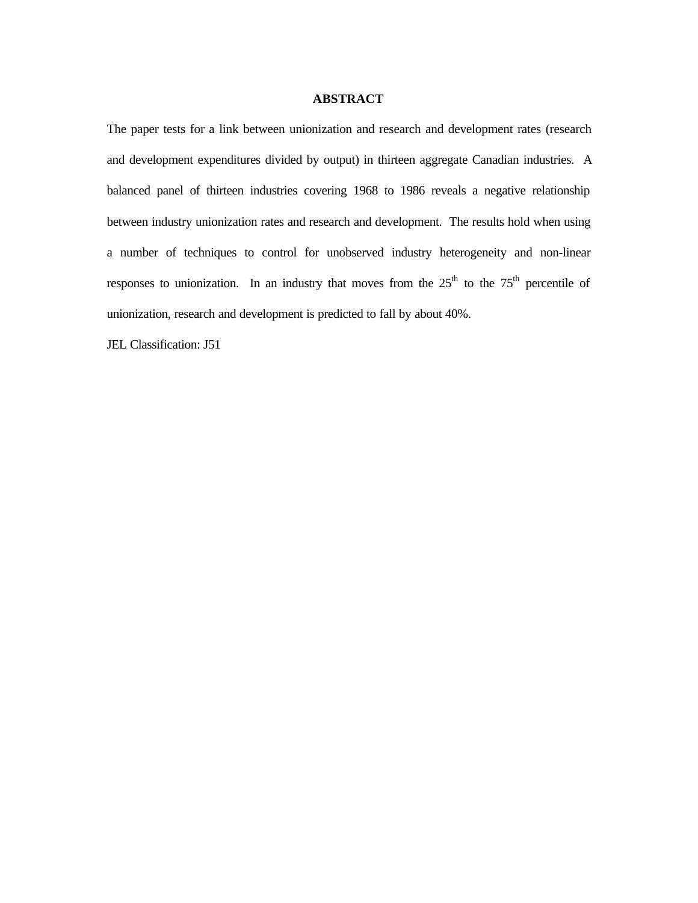## ABSTRACT

The paper tests for a link between unionization and research and development rates (research and development expenditures divided by output) in thirteen aggregate Canadian industries. A balanced panel of thirteen industries covering 1968 to 1986 reveals a negative relationship between industry unionization rates and research and development. The results hold when using a number of techniques to control for unobserved industry heterogeneity and non-linear responses to unionization. In an industry that moves from the 25$^{th}$ to the 75$^{th}$ percentile of unionization, research and development is predicted to fall by about 40%.

JEL Classification: J51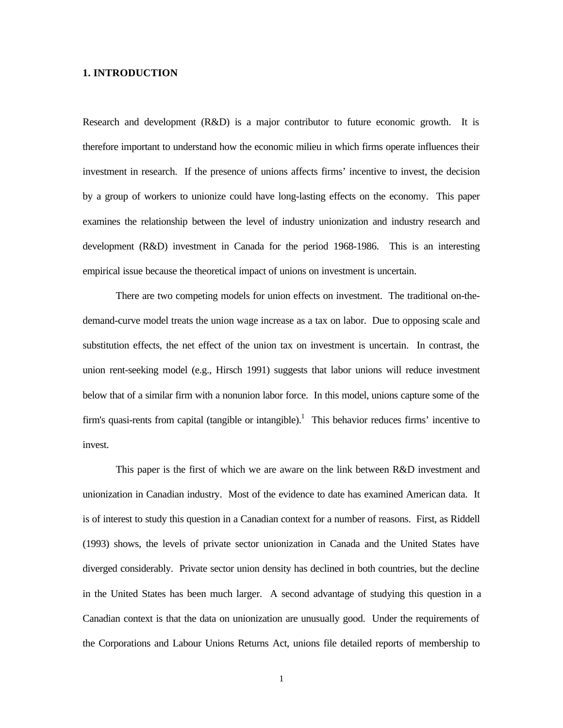## 1. INTRODUCTION

Research and development (R&D) is a major contributor to future economic growth. It is therefore important to understand how the economic milieu in which firms operate influences their investment in research. If the presence of unions affects firms' incentive to invest, the decision by a group of workers to unionize could have long-lasting effects on the economy. This paper examines the relationship between the level of industry unionization and industry research and development (R&D) investment in Canada for the period 1968-1986. This is an interesting empirical issue because the theoretical impact of unions on investment is uncertain.

There are two competing models for union effects on investment. The traditional on-the-demand-curve model treats the union wage increase as a tax on labor. Due to opposing scale and substitution effects, the net effect of the union tax on investment is uncertain. In contrast, the union rent-seeking model (e.g., Hirsch 1991) suggests that labor unions will reduce investment below that of a similar firm with a nonunion labor force. In this model, unions capture some of the firm's quasi-rents from capital (tangible or intangible).[1] This behavior reduces firms' incentive to invest.

This paper is the first of which we are aware on the link between R&D investment and unionization in Canadian industry. Most of the evidence to date has examined American data. It is of interest to study this question in a Canadian context for a number of reasons. First, as Riddell (1993) shows, the levels of private sector unionization in Canada and the United States have diverged considerably. Private sector union density has declined in both countries, but the decline in the United States has been much larger. A second advantage of studying this question in a Canadian context is that the data on unionization are unusually good. Under the requirements of the Corporations and Labour Unions Returns Act, unions file detailed reports of membership to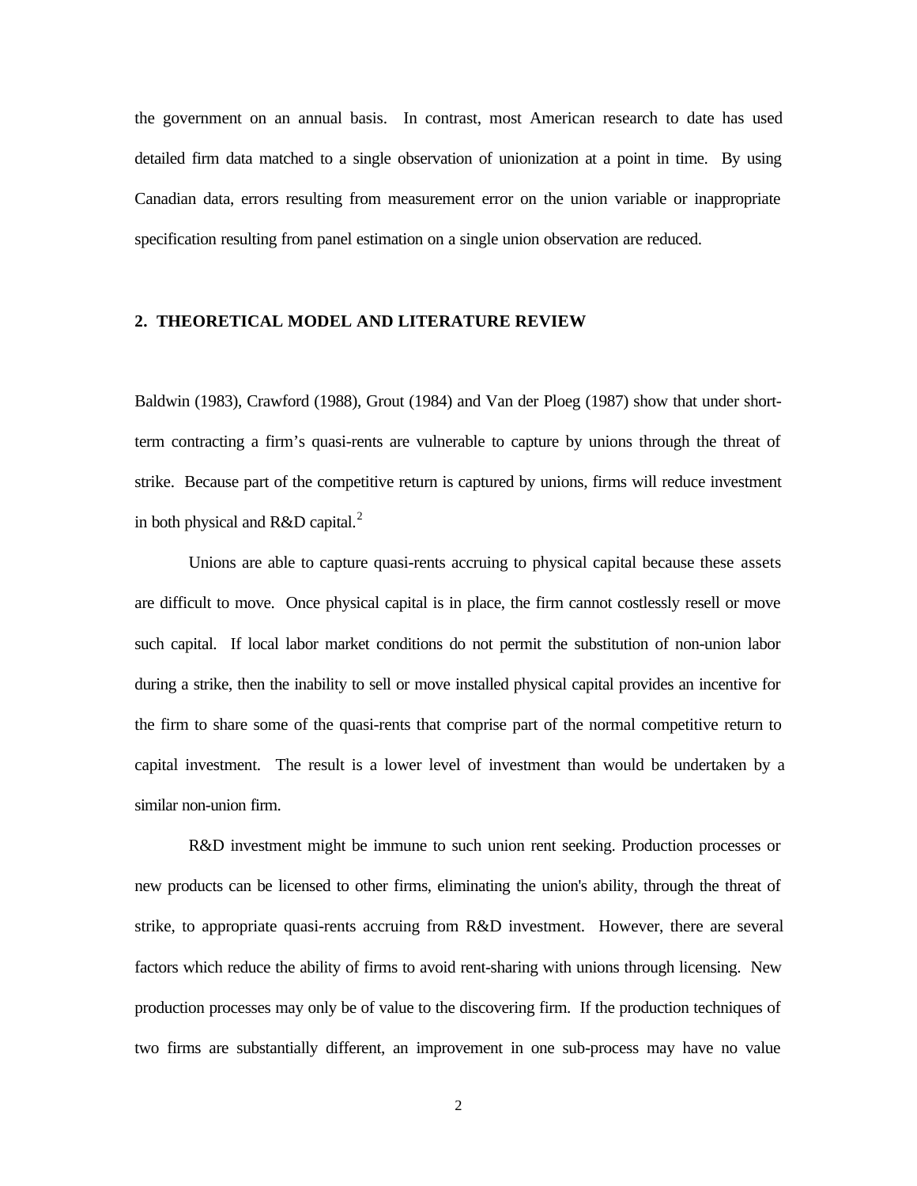the government on an annual basis. In contrast, most American research to date has used detailed firm data matched to a single observation of unionization at a point in time. By using Canadian data, errors resulting from measurement error on the union variable or inappropriate specification resulting from panel estimation on a single union observation are reduced.

## 2. THEORETICAL MODEL AND LITERATURE REVIEW

Baldwin (1983), Crawford (1988), Grout (1984) and Van der Ploeg (1987) show that under short-term contracting a firm's quasi-rents are vulnerable to capture by unions through the threat of strike. Because part of the competitive return is captured by unions, firms will reduce investment in both physical and R&D capital.[2]

Unions are able to capture quasi-rents accruing to physical capital because these assets are difficult to move. Once physical capital is in place, the firm cannot costlessly resell or move such capital. If local labor market conditions do not permit the substitution of non-union labor during a strike, then the inability to sell or move installed physical capital provides an incentive for the firm to share some of the quasi-rents that comprise part of the normal competitive return to capital investment. The result is a lower level of investment than would be undertaken by a similar non-union firm.

R&D investment might be immune to such union rent seeking. Production processes or new products can be licensed to other firms, eliminating the union's ability, through the threat of strike, to appropriate quasi-rents accruing from R&D investment. However, there are several factors which reduce the ability of firms to avoid rent-sharing with unions through licensing. New production processes may only be of value to the discovering firm. If the production techniques of two firms are substantially different, an improvement in one sub-process may have no value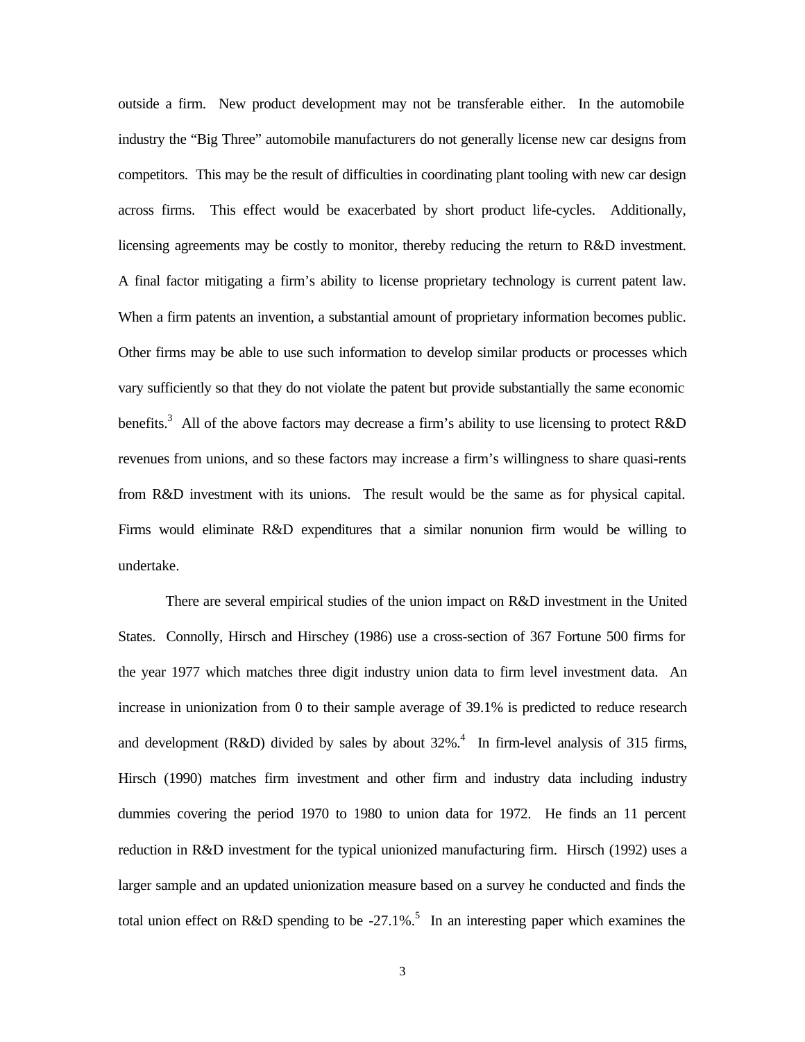outside a firm. New product development may not be transferable either. In the automobile industry the "Big Three" automobile manufacturers do not generally license new car designs from competitors. This may be the result of difficulties in coordinating plant tooling with new car design across firms. This effect would be exacerbated by short product life-cycles. Additionally, licensing agreements may be costly to monitor, thereby reducing the return to R&D investment. A final factor mitigating a firm's ability to license proprietary technology is current patent law. When a firm patents an invention, a substantial amount of proprietary information becomes public. Other firms may be able to use such information to develop similar products or processes which vary sufficiently so that they do not violate the patent but provide substantially the same economic benefits.[3] All of the above factors may decrease a firm's ability to use licensing to protect R&D revenues from unions, and so these factors may increase a firm's willingness to share quasi-rents from R&D investment with its unions. The result would be the same as for physical capital. Firms would eliminate R&D expenditures that a similar nonunion firm would be willing to undertake.

There are several empirical studies of the union impact on R&D investment in the United States. Connolly, Hirsch and Hirschey (1986) use a cross-section of 367 Fortune 500 firms for the year 1977 which matches three digit industry union data to firm level investment data. An increase in unionization from 0 to their sample average of 39.1% is predicted to reduce research and development (R&D) divided by sales by about 32%.[4] In firm-level analysis of 315 firms, Hirsch (1990) matches firm investment and other firm and industry data including industry dummies covering the period 1970 to 1980 to union data for 1972. He finds an 11 percent reduction in R&D investment for the typical unionized manufacturing firm. Hirsch (1992) uses a larger sample and an updated unionization measure based on a survey he conducted and finds the total union effect on R&D spending to be -27.1%.[5] In an interesting paper which examines the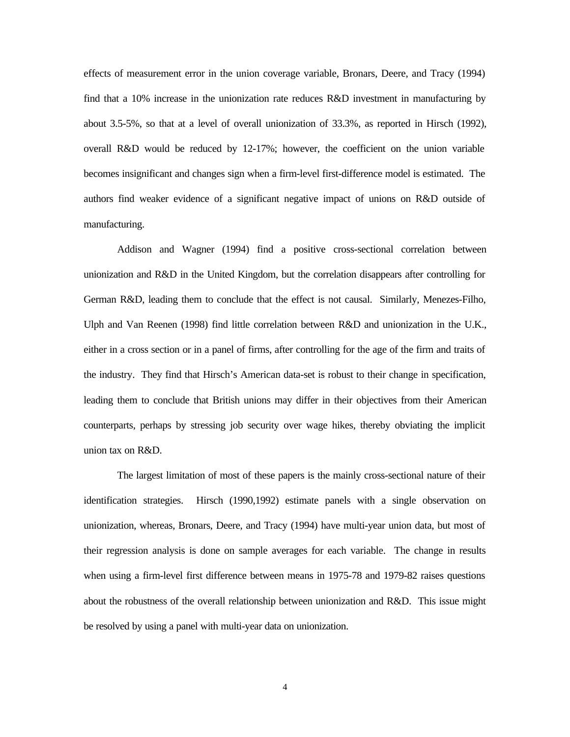effects of measurement error in the union coverage variable, Bronars, Deere, and Tracy (1994) find that a 10% increase in the unionization rate reduces R&D investment in manufacturing by about 3.5-5%, so that at a level of overall unionization of 33.3%, as reported in Hirsch (1992), overall R&D would be reduced by 12-17%; however, the coefficient on the union variable becomes insignificant and changes sign when a firm-level first-difference model is estimated. The authors find weaker evidence of a significant negative impact of unions on R&D outside of manufacturing.

Addison and Wagner (1994) find a positive cross-sectional correlation between unionization and R&D in the United Kingdom, but the correlation disappears after controlling for German R&D, leading them to conclude that the effect is not causal. Similarly, Menezes-Filho, Ulph and Van Reenen (1998) find little correlation between R&D and unionization in the U.K., either in a cross section or in a panel of firms, after controlling for the age of the firm and traits of the industry. They find that Hirsch's American data-set is robust to their change in specification, leading them to conclude that British unions may differ in their objectives from their American counterparts, perhaps by stressing job security over wage hikes, thereby obviating the implicit union tax on R&D.

The largest limitation of most of these papers is the mainly cross-sectional nature of their identification strategies. Hirsch (1990,1992) estimate panels with a single observation on unionization, whereas, Bronars, Deere, and Tracy (1994) have multi-year union data, but most of their regression analysis is done on sample averages for each variable. The change in results when using a firm-level first difference between means in 1975-78 and 1979-82 raises questions about the robustness of the overall relationship between unionization and R&D. This issue might be resolved by using a panel with multi-year data on unionization.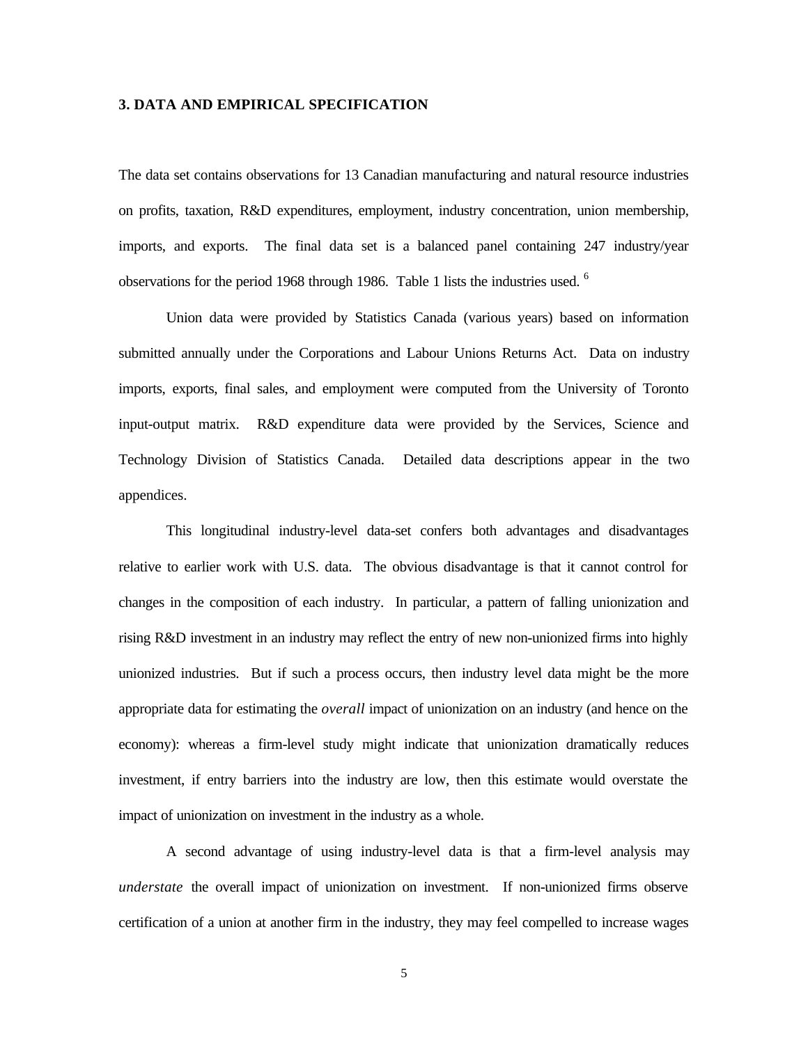### 3. DATA AND EMPIRICAL SPECIFICATION

The data set contains observations for 13 Canadian manufacturing and natural resource industries on profits, taxation, R&D expenditures, employment, industry concentration, union membership, imports, and exports. The final data set is a balanced panel containing 247 industry/year observations for the period 1968 through 1986. Table 1 lists the industries used. [6]

Union data were provided by Statistics Canada (various years) based on information submitted annually under the Corporations and Labour Unions Returns Act. Data on industry imports, exports, final sales, and employment were computed from the University of Toronto input-output matrix. R&D expenditure data were provided by the Services, Science and Technology Division of Statistics Canada. Detailed data descriptions appear in the two appendices.

This longitudinal industry-level data-set confers both advantages and disadvantages relative to earlier work with U.S. data. The obvious disadvantage is that it cannot control for changes in the composition of each industry. In particular, a pattern of falling unionization and rising R&D investment in an industry may reflect the entry of new non-unionized firms into highly unionized industries. But if such a process occurs, then industry level data might be the more appropriate data for estimating the *overall* impact of unionization on an industry (and hence on the economy): whereas a firm-level study might indicate that unionization dramatically reduces investment, if entry barriers into the industry are low, then this estimate would overstate the impact of unionization on investment in the industry as a whole.

A second advantage of using industry-level data is that a firm-level analysis may *understate* the overall impact of unionization on investment. If non-unionized firms observe certification of a union at another firm in the industry, they may feel compelled to increase wages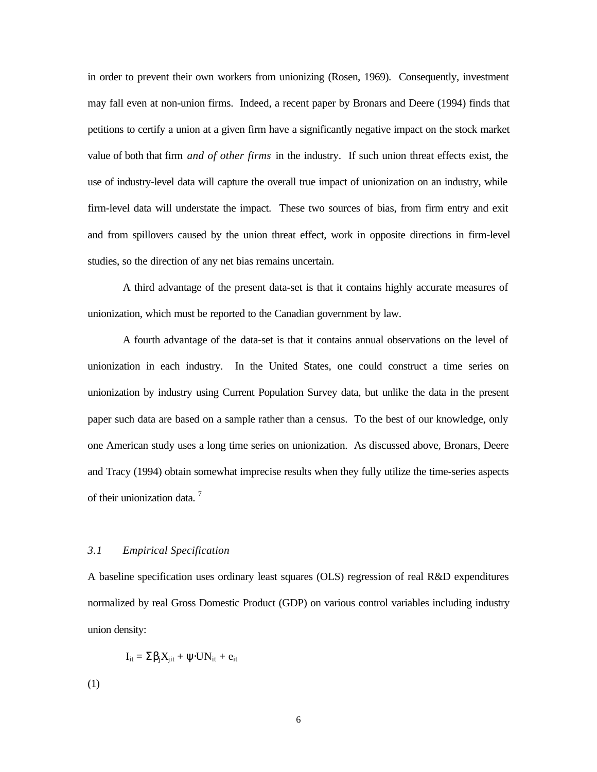in order to prevent their own workers from unionizing (Rosen, 1969). Consequently, investment may fall even at non-union firms. Indeed, a recent paper by Bronars and Deere (1994) finds that petitions to certify a union at a given firm have a significantly negative impact on the stock market value of both that firm *and of other firms* in the industry. If such union threat effects exist, the use of industry-level data will capture the overall true impact of unionization on an industry, while firm-level data will understate the impact. These two sources of bias, from firm entry and exit and from spillovers caused by the union threat effect, work in opposite directions in firm-level studies, so the direction of any net bias remains uncertain.

A third advantage of the present data-set is that it contains highly accurate measures of unionization, which must be reported to the Canadian government by law.

A fourth advantage of the data-set is that it contains annual observations on the level of unionization in each industry. In the United States, one could construct a time series on unionization by industry using Current Population Survey data, but unlike the data in the present paper such data are based on a sample rather than a census. To the best of our knowledge, only one American study uses a long time series on unionization. As discussed above, Bronars, Deere and Tracy (1994) obtain somewhat imprecise results when they fully utilize the time-series aspects of their unionization data. [7]

### 3.1 Empirical Specification

A baseline specification uses ordinary least squares (OLS) regression of real R&D expenditures normalized by real Gross Domestic Product (GDP) on various control variables including industry union density:

$$I_{it} = \Sigma \beta_j X_{jit} + \psi \cdot UN_{it} + e_{it} \tag{1}$$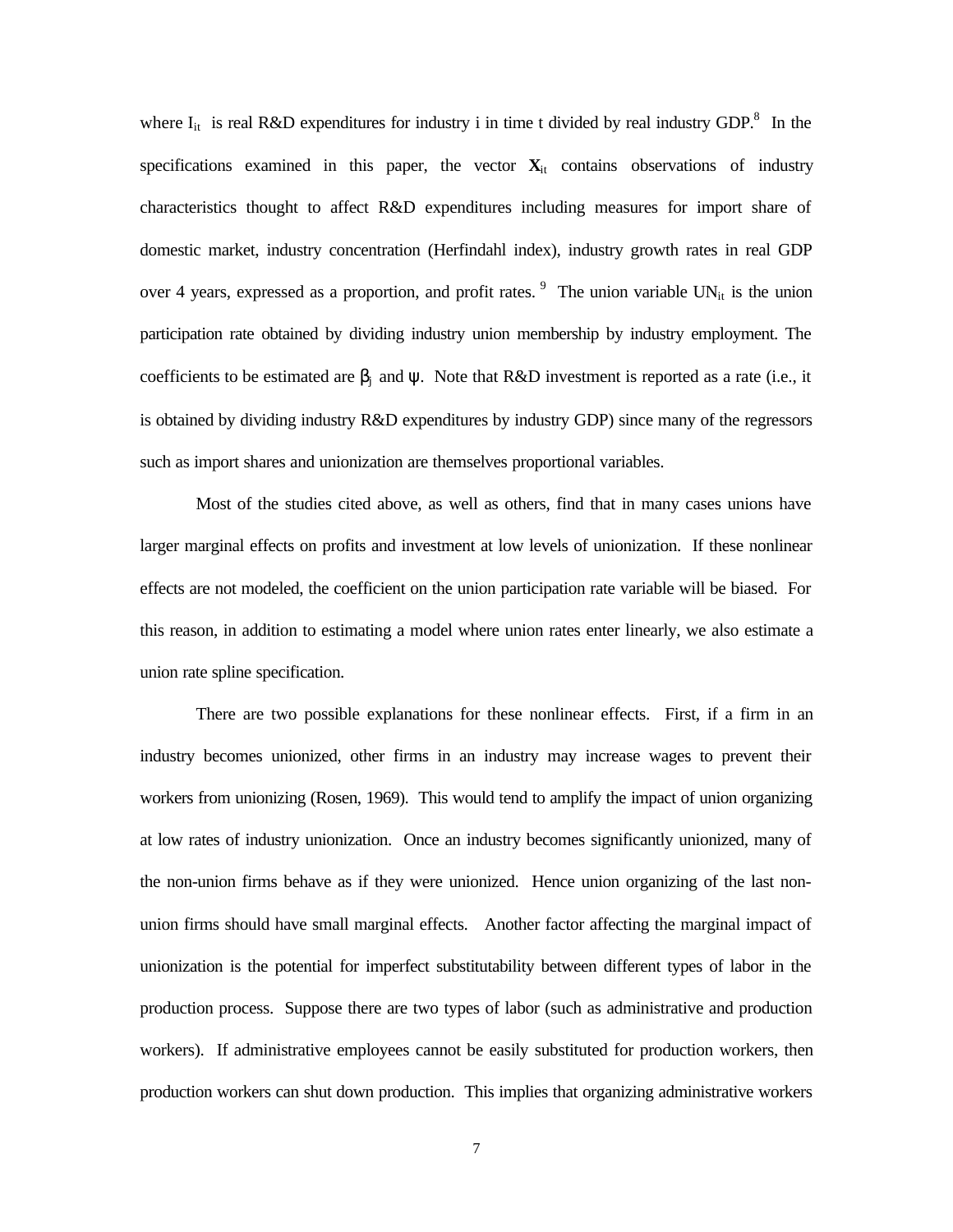where $I_{it}$ is real R&D expenditures for industry i in time t divided by real industry GDP.[8] In the specifications examined in this paper, the vector $\mathbf{X}_{it}$ contains observations of industry characteristics thought to affect R&D expenditures including measures for import share of domestic market, industry concentration (Herfindahl index), industry growth rates in real GDP over 4 years, expressed as a proportion, and profit rates.[9] The union variable $UN_{it}$ is the union participation rate obtained by dividing industry union membership by industry employment. The coefficients to be estimated are $\beta_j$ and $\psi$. Note that R&D investment is reported as a rate (i.e., it is obtained by dividing industry R&D expenditures by industry GDP) since many of the regressors such as import shares and unionization are themselves proportional variables.

Most of the studies cited above, as well as others, find that in many cases unions have larger marginal effects on profits and investment at low levels of unionization. If these nonlinear effects are not modeled, the coefficient on the union participation rate variable will be biased. For this reason, in addition to estimating a model where union rates enter linearly, we also estimate a union rate spline specification.

There are two possible explanations for these nonlinear effects. First, if a firm in an industry becomes unionized, other firms in an industry may increase wages to prevent their workers from unionizing (Rosen, 1969). This would tend to amplify the impact of union organizing at low rates of industry unionization. Once an industry becomes significantly unionized, many of the non-union firms behave as if they were unionized. Hence union organizing of the last non-union firms should have small marginal effects. Another factor affecting the marginal impact of unionization is the potential for imperfect substitutability between different types of labor in the production process. Suppose there are two types of labor (such as administrative and production workers). If administrative employees cannot be easily substituted for production workers, then production workers can shut down production. This implies that organizing administrative workers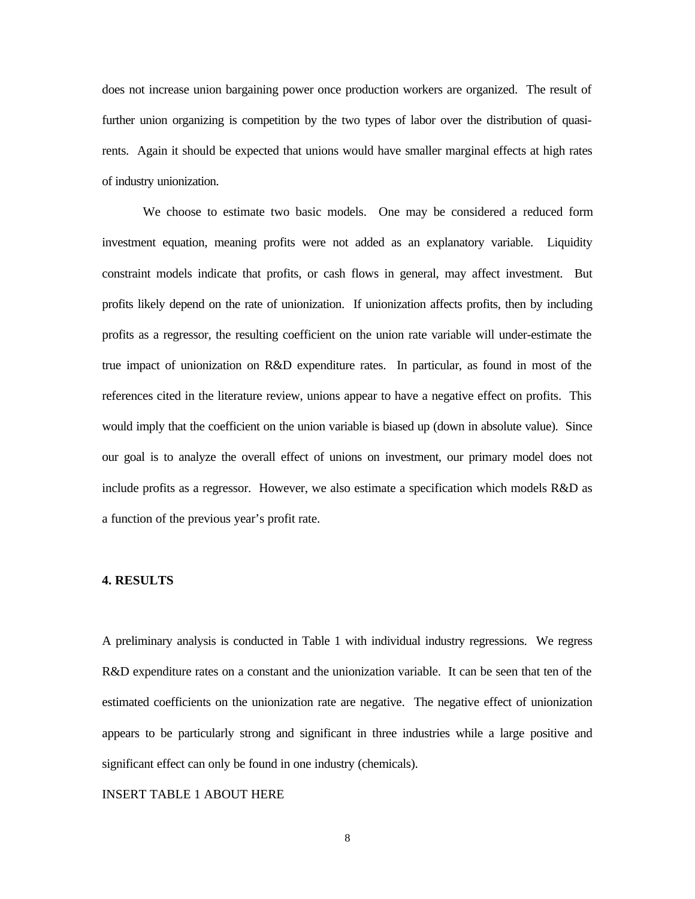does not increase union bargaining power once production workers are organized. The result of further union organizing is competition by the two types of labor over the distribution of quasi-rents. Again it should be expected that unions would have smaller marginal effects at high rates of industry unionization.

We choose to estimate two basic models. One may be considered a reduced form investment equation, meaning profits were not added as an explanatory variable. Liquidity constraint models indicate that profits, or cash flows in general, may affect investment. But profits likely depend on the rate of unionization. If unionization affects profits, then by including profits as a regressor, the resulting coefficient on the union rate variable will under-estimate the true impact of unionization on R&D expenditure rates. In particular, as found in most of the references cited in the literature review, unions appear to have a negative effect on profits. This would imply that the coefficient on the union variable is biased up (down in absolute value). Since our goal is to analyze the overall effect of unions on investment, our primary model does not include profits as a regressor. However, we also estimate a specification which models R&D as a function of the previous year's profit rate.

## 4. RESULTS

A preliminary analysis is conducted in Table 1 with individual industry regressions. We regress R&D expenditure rates on a constant and the unionization variable. It can be seen that ten of the estimated coefficients on the unionization rate are negative. The negative effect of unionization appears to be particularly strong and significant in three industries while a large positive and significant effect can only be found in one industry (chemicals).

INSERT TABLE 1 ABOUT HERE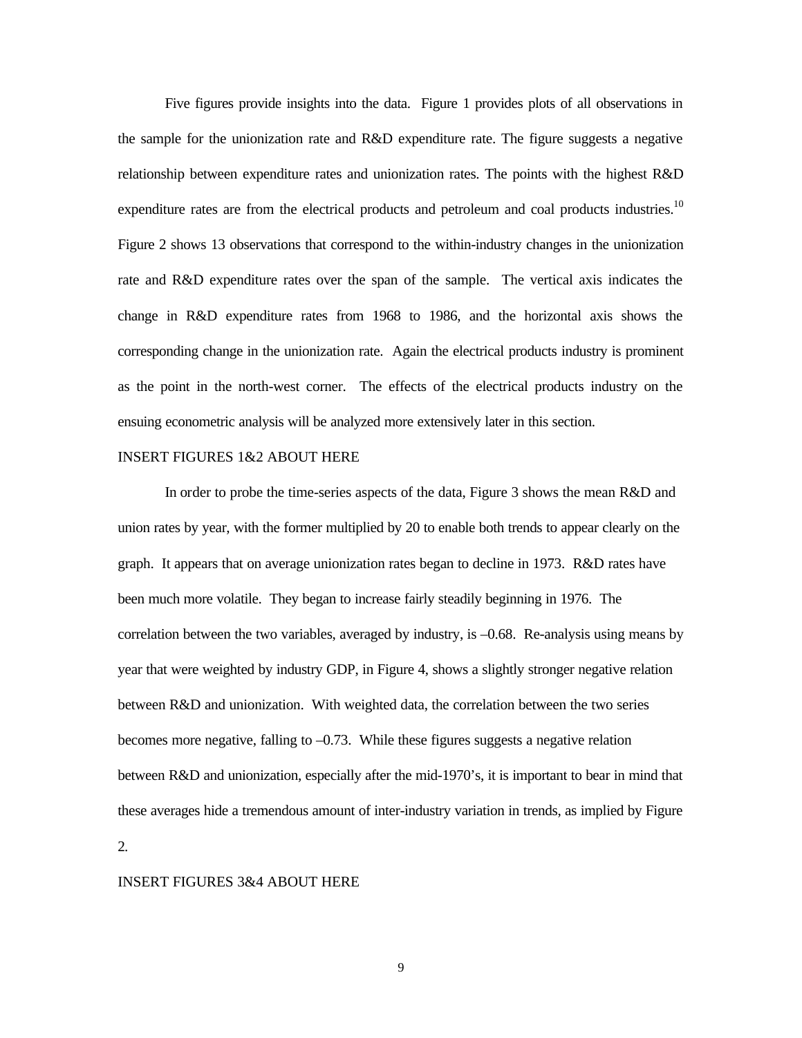Five figures provide insights into the data. Figure 1 provides plots of all observations in the sample for the unionization rate and R&D expenditure rate. The figure suggests a negative relationship between expenditure rates and unionization rates. The points with the highest R&D expenditure rates are from the electrical products and petroleum and coal products industries.[10] Figure 2 shows 13 observations that correspond to the within-industry changes in the unionization rate and R&D expenditure rates over the span of the sample. The vertical axis indicates the change in R&D expenditure rates from 1968 to 1986, and the horizontal axis shows the corresponding change in the unionization rate. Again the electrical products industry is prominent as the point in the north-west corner. The effects of the electrical products industry on the ensuing econometric analysis will be analyzed more extensively later in this section.

INSERT FIGURES 1&2 ABOUT HERE

In order to probe the time-series aspects of the data, Figure 3 shows the mean R&D and union rates by year, with the former multiplied by 20 to enable both trends to appear clearly on the graph. It appears that on average unionization rates began to decline in 1973. R&D rates have been much more volatile. They began to increase fairly steadily beginning in 1976. The correlation between the two variables, averaged by industry, is –0.68. Re-analysis using means by year that were weighted by industry GDP, in Figure 4, shows a slightly stronger negative relation between R&D and unionization. With weighted data, the correlation between the two series becomes more negative, falling to –0.73. While these figures suggests a negative relation between R&D and unionization, especially after the mid-1970's, it is important to bear in mind that these averages hide a tremendous amount of inter-industry variation in trends, as implied by Figure 2.

INSERT FIGURES 3&4 ABOUT HERE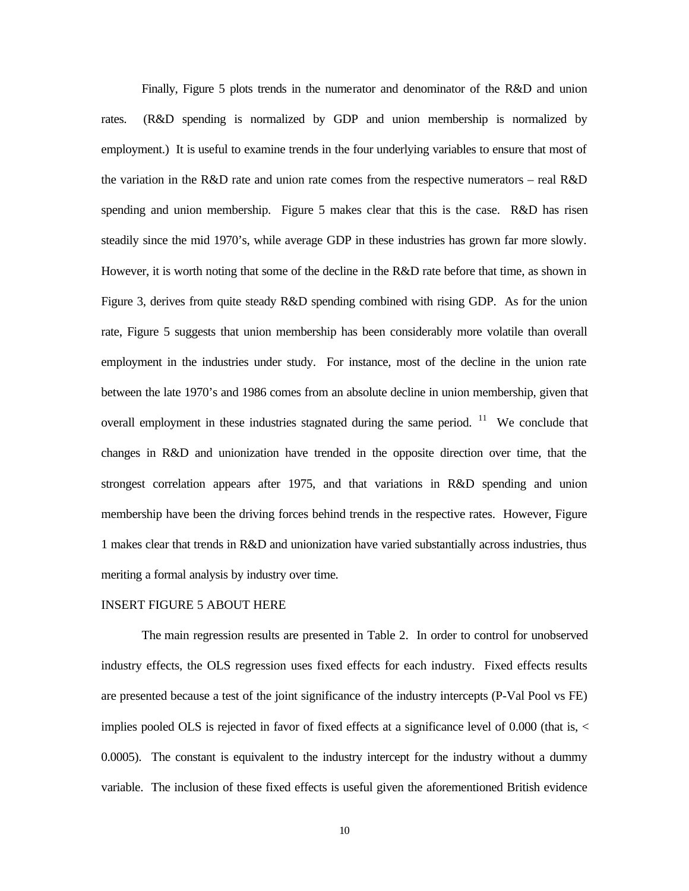Finally, Figure 5 plots trends in the numerator and denominator of the R&D and union rates. (R&D spending is normalized by GDP and union membership is normalized by employment.) It is useful to examine trends in the four underlying variables to ensure that most of the variation in the R&D rate and union rate comes from the respective numerators – real R&D spending and union membership. Figure 5 makes clear that this is the case. R&D has risen steadily since the mid 1970's, while average GDP in these industries has grown far more slowly. However, it is worth noting that some of the decline in the R&D rate before that time, as shown in Figure 3, derives from quite steady R&D spending combined with rising GDP. As for the union rate, Figure 5 suggests that union membership has been considerably more volatile than overall employment in the industries under study. For instance, most of the decline in the union rate between the late 1970's and 1986 comes from an absolute decline in union membership, given that overall employment in these industries stagnated during the same period. [11] We conclude that changes in R&D and unionization have trended in the opposite direction over time, that the strongest correlation appears after 1975, and that variations in R&D spending and union membership have been the driving forces behind trends in the respective rates. However, Figure 1 makes clear that trends in R&D and unionization have varied substantially across industries, thus meriting a formal analysis by industry over time.

INSERT FIGURE 5 ABOUT HERE

The main regression results are presented in Table 2. In order to control for unobserved industry effects, the OLS regression uses fixed effects for each industry. Fixed effects results are presented because a test of the joint significance of the industry intercepts (P-Val Pool vs FE) implies pooled OLS is rejected in favor of fixed effects at a significance level of 0.000 (that is, < 0.0005). The constant is equivalent to the industry intercept for the industry without a dummy variable. The inclusion of these fixed effects is useful given the aforementioned British evidence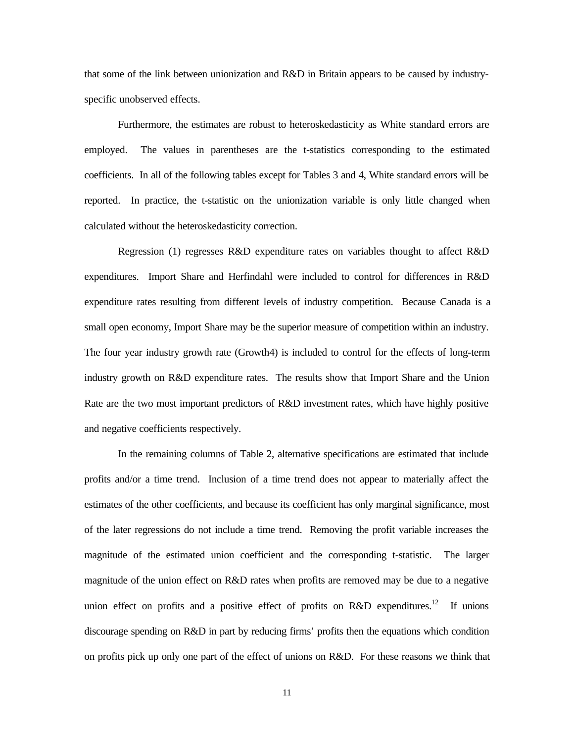that some of the link between unionization and R&D in Britain appears to be caused by industry-specific unobserved effects.

Furthermore, the estimates are robust to heteroskedasticity as White standard errors are employed. The values in parentheses are the t-statistics corresponding to the estimated coefficients. In all of the following tables except for Tables 3 and 4, White standard errors will be reported. In practice, the t-statistic on the unionization variable is only little changed when calculated without the heteroskedasticity correction.

Regression (1) regresses R&D expenditure rates on variables thought to affect R&D expenditures. Import Share and Herfindahl were included to control for differences in R&D expenditure rates resulting from different levels of industry competition. Because Canada is a small open economy, Import Share may be the superior measure of competition within an industry. The four year industry growth rate (Growth4) is included to control for the effects of long-term industry growth on R&D expenditure rates. The results show that Import Share and the Union Rate are the two most important predictors of R&D investment rates, which have highly positive and negative coefficients respectively.

In the remaining columns of Table 2, alternative specifications are estimated that include profits and/or a time trend. Inclusion of a time trend does not appear to materially affect the estimates of the other coefficients, and because its coefficient has only marginal significance, most of the later regressions do not include a time trend. Removing the profit variable increases the magnitude of the estimated union coefficient and the corresponding t-statistic. The larger magnitude of the union effect on R&D rates when profits are removed may be due to a negative union effect on profits and a positive effect of profits on R&D expenditures.[12] If unions discourage spending on R&D in part by reducing firms' profits then the equations which condition on profits pick up only one part of the effect of unions on R&D. For these reasons we think that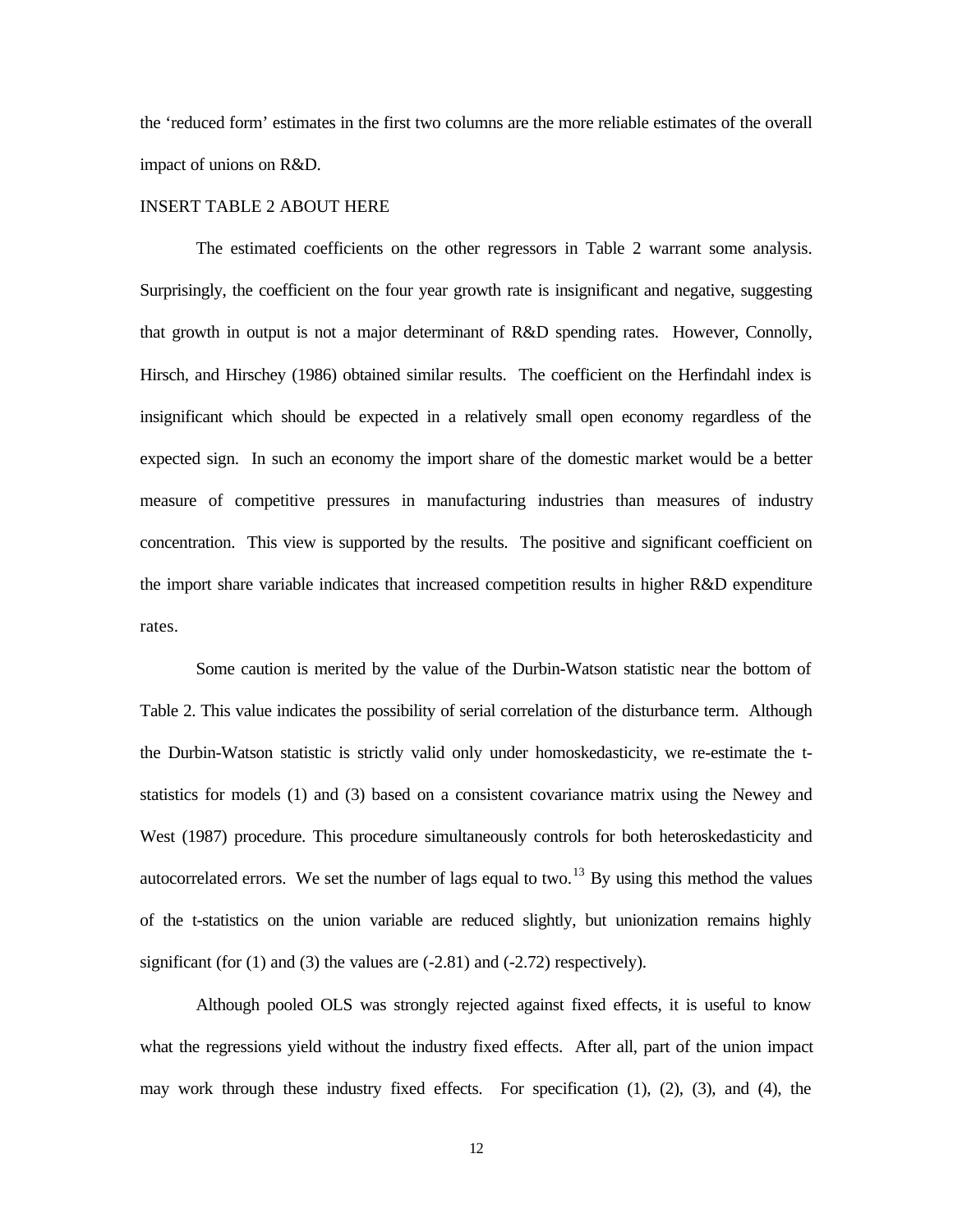the 'reduced form' estimates in the first two columns are the more reliable estimates of the overall impact of unions on R&D.

INSERT TABLE 2 ABOUT HERE

The estimated coefficients on the other regressors in Table 2 warrant some analysis. Surprisingly, the coefficient on the four year growth rate is insignificant and negative, suggesting that growth in output is not a major determinant of R&D spending rates. However, Connolly, Hirsch, and Hirschey (1986) obtained similar results. The coefficient on the Herfindahl index is insignificant which should be expected in a relatively small open economy regardless of the expected sign. In such an economy the import share of the domestic market would be a better measure of competitive pressures in manufacturing industries than measures of industry concentration. This view is supported by the results. The positive and significant coefficient on the import share variable indicates that increased competition results in higher R&D expenditure rates.

Some caution is merited by the value of the Durbin-Watson statistic near the bottom of Table 2. This value indicates the possibility of serial correlation of the disturbance term. Although the Durbin-Watson statistic is strictly valid only under homoskedasticity, we re-estimate the t-statistics for models (1) and (3) based on a consistent covariance matrix using the Newey and West (1987) procedure. This procedure simultaneously controls for both heteroskedasticity and autocorrelated errors. We set the number of lags equal to two.[13] By using this method the values of the t-statistics on the union variable are reduced slightly, but unionization remains highly significant (for (1) and (3) the values are (-2.81) and (-2.72) respectively).

Although pooled OLS was strongly rejected against fixed effects, it is useful to know what the regressions yield without the industry fixed effects. After all, part of the union impact may work through these industry fixed effects. For specification (1), (2), (3), and (4), the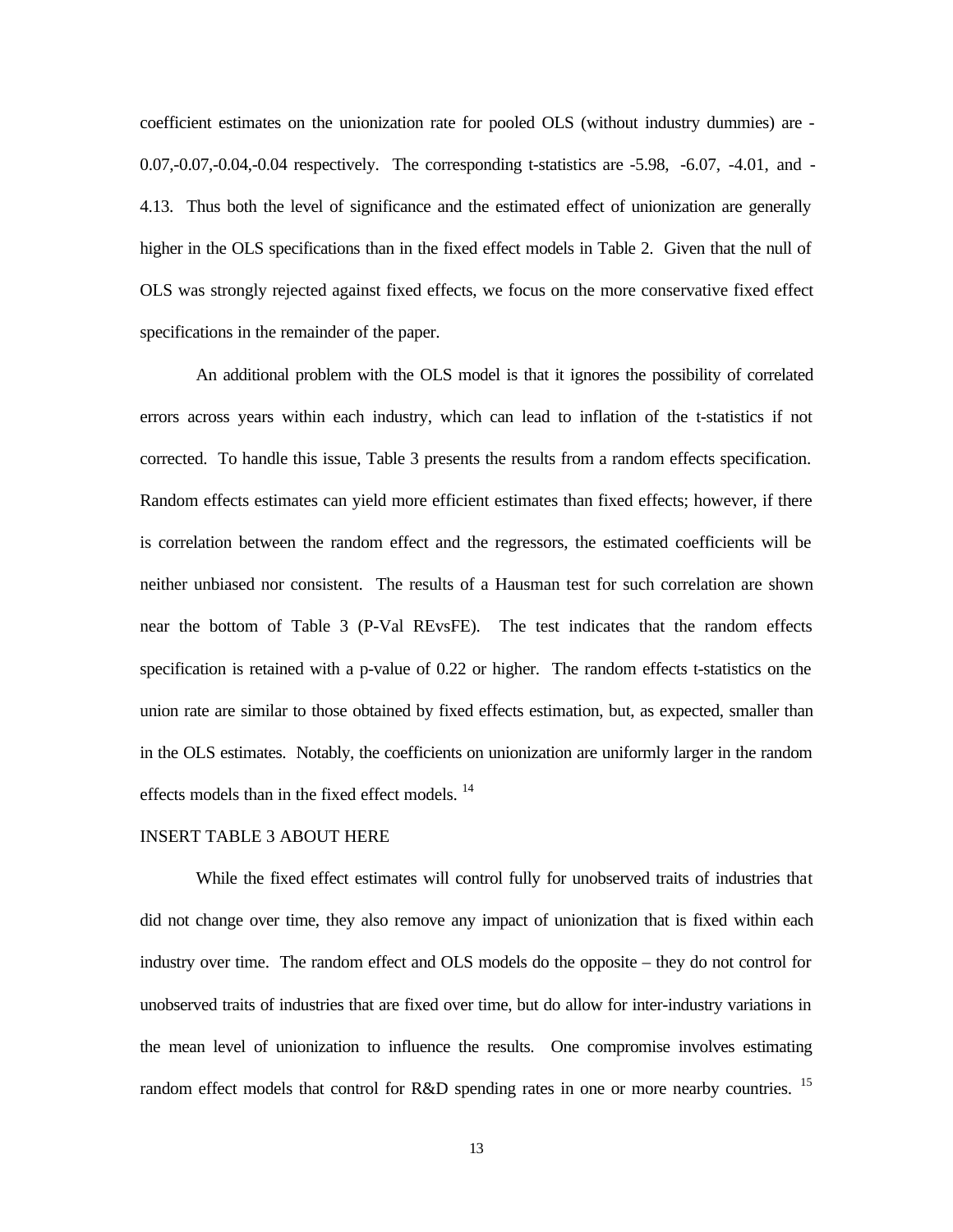coefficient estimates on the unionization rate for pooled OLS (without industry dummies) are -0.07,-0.07,-0.04,-0.04 respectively. The corresponding t-statistics are -5.98, -6.07, -4.01, and -4.13. Thus both the level of significance and the estimated effect of unionization are generally higher in the OLS specifications than in the fixed effect models in Table 2. Given that the null of OLS was strongly rejected against fixed effects, we focus on the more conservative fixed effect specifications in the remainder of the paper.

An additional problem with the OLS model is that it ignores the possibility of correlated errors across years within each industry, which can lead to inflation of the t-statistics if not corrected. To handle this issue, Table 3 presents the results from a random effects specification. Random effects estimates can yield more efficient estimates than fixed effects; however, if there is correlation between the random effect and the regressors, the estimated coefficients will be neither unbiased nor consistent. The results of a Hausman test for such correlation are shown near the bottom of Table 3 (P-Val REvsFE). The test indicates that the random effects specification is retained with a p-value of 0.22 or higher. The random effects t-statistics on the union rate are similar to those obtained by fixed effects estimation, but, as expected, smaller than in the OLS estimates. Notably, the coefficients on unionization are uniformly larger in the random effects models than in the fixed effect models. [14]

INSERT TABLE 3 ABOUT HERE

While the fixed effect estimates will control fully for unobserved traits of industries that did not change over time, they also remove any impact of unionization that is fixed within each industry over time. The random effect and OLS models do the opposite – they do not control for unobserved traits of industries that are fixed over time, but do allow for inter-industry variations in the mean level of unionization to influence the results. One compromise involves estimating random effect models that control for R&D spending rates in one or more nearby countries. [15]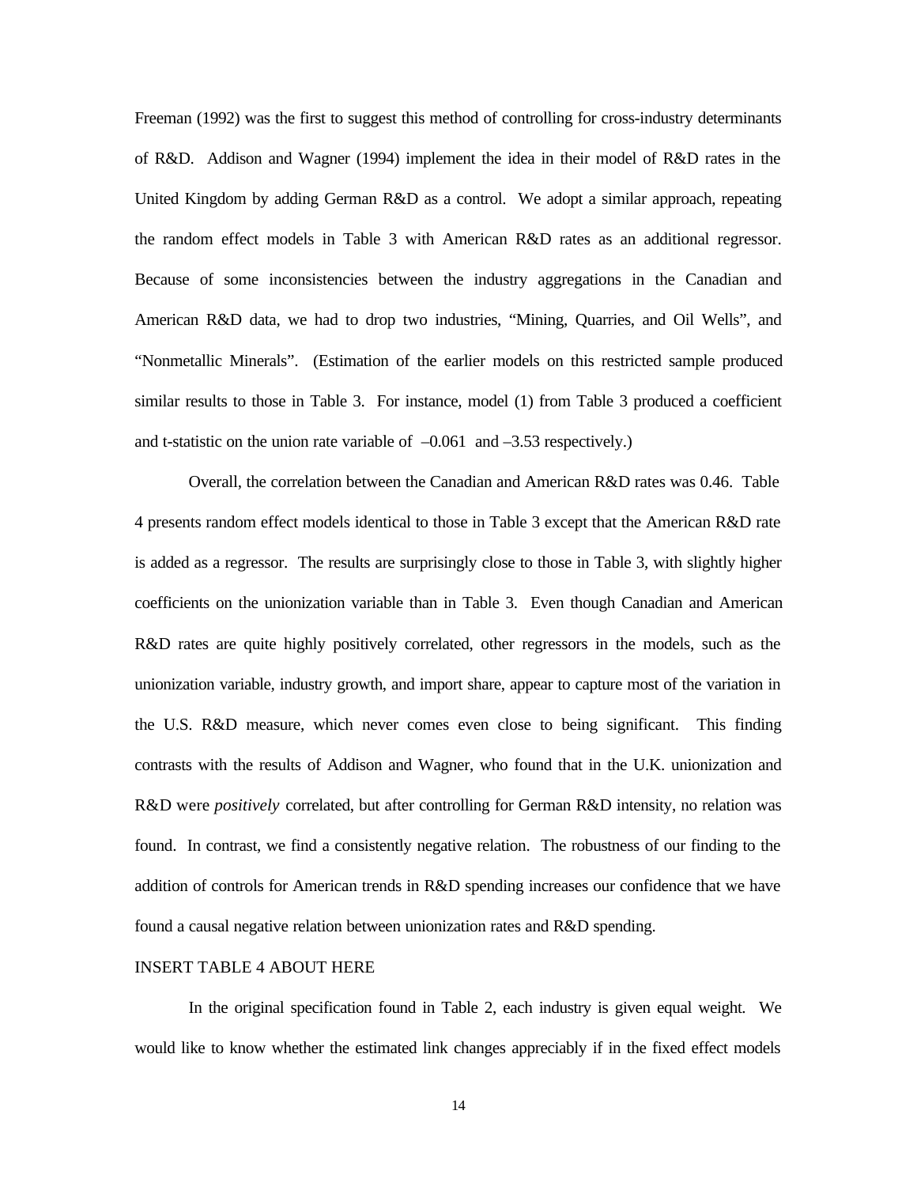Freeman (1992) was the first to suggest this method of controlling for cross-industry determinants of R&D. Addison and Wagner (1994) implement the idea in their model of R&D rates in the United Kingdom by adding German R&D as a control. We adopt a similar approach, repeating the random effect models in Table 3 with American R&D rates as an additional regressor. Because of some inconsistencies between the industry aggregations in the Canadian and American R&D data, we had to drop two industries, "Mining, Quarries, and Oil Wells", and "Nonmetallic Minerals". (Estimation of the earlier models on this restricted sample produced similar results to those in Table 3. For instance, model (1) from Table 3 produced a coefficient and t-statistic on the union rate variable of –0.061 and –3.53 respectively.)

Overall, the correlation between the Canadian and American R&D rates was 0.46. Table 4 presents random effect models identical to those in Table 3 except that the American R&D rate is added as a regressor. The results are surprisingly close to those in Table 3, with slightly higher coefficients on the unionization variable than in Table 3. Even though Canadian and American R&D rates are quite highly positively correlated, other regressors in the models, such as the unionization variable, industry growth, and import share, appear to capture most of the variation in the U.S. R&D measure, which never comes even close to being significant. This finding contrasts with the results of Addison and Wagner, who found that in the U.K. unionization and R&D were *positively* correlated, but after controlling for German R&D intensity, no relation was found. In contrast, we find a consistently negative relation. The robustness of our finding to the addition of controls for American trends in R&D spending increases our confidence that we have found a causal negative relation between unionization rates and R&D spending.

INSERT TABLE 4 ABOUT HERE

In the original specification found in Table 2, each industry is given equal weight. We would like to know whether the estimated link changes appreciably if in the fixed effect models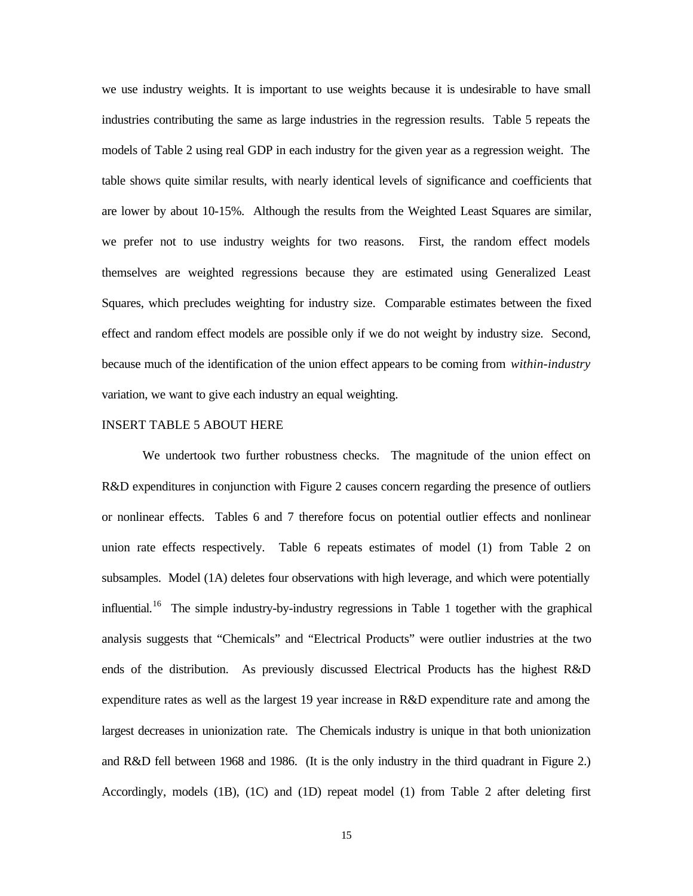we use industry weights. It is important to use weights because it is undesirable to have small industries contributing the same as large industries in the regression results. Table 5 repeats the models of Table 2 using real GDP in each industry for the given year as a regression weight. The table shows quite similar results, with nearly identical levels of significance and coefficients that are lower by about 10-15%. Although the results from the Weighted Least Squares are similar, we prefer not to use industry weights for two reasons. First, the random effect models themselves are weighted regressions because they are estimated using Generalized Least Squares, which precludes weighting for industry size. Comparable estimates between the fixed effect and random effect models are possible only if we do not weight by industry size. Second, because much of the identification of the union effect appears to be coming from *within-industry* variation, we want to give each industry an equal weighting.

INSERT TABLE 5 ABOUT HERE

We undertook two further robustness checks. The magnitude of the union effect on R&D expenditures in conjunction with Figure 2 causes concern regarding the presence of outliers or nonlinear effects. Tables 6 and 7 therefore focus on potential outlier effects and nonlinear union rate effects respectively. Table 6 repeats estimates of model (1) from Table 2 on subsamples. Model (1A) deletes four observations with high leverage, and which were potentially influential.[16] The simple industry-by-industry regressions in Table 1 together with the graphical analysis suggests that "Chemicals" and "Electrical Products" were outlier industries at the two ends of the distribution. As previously discussed Electrical Products has the highest R&D expenditure rates as well as the largest 19 year increase in R&D expenditure rate and among the largest decreases in unionization rate. The Chemicals industry is unique in that both unionization and R&D fell between 1968 and 1986. (It is the only industry in the third quadrant in Figure 2.) Accordingly, models (1B), (1C) and (1D) repeat model (1) from Table 2 after deleting first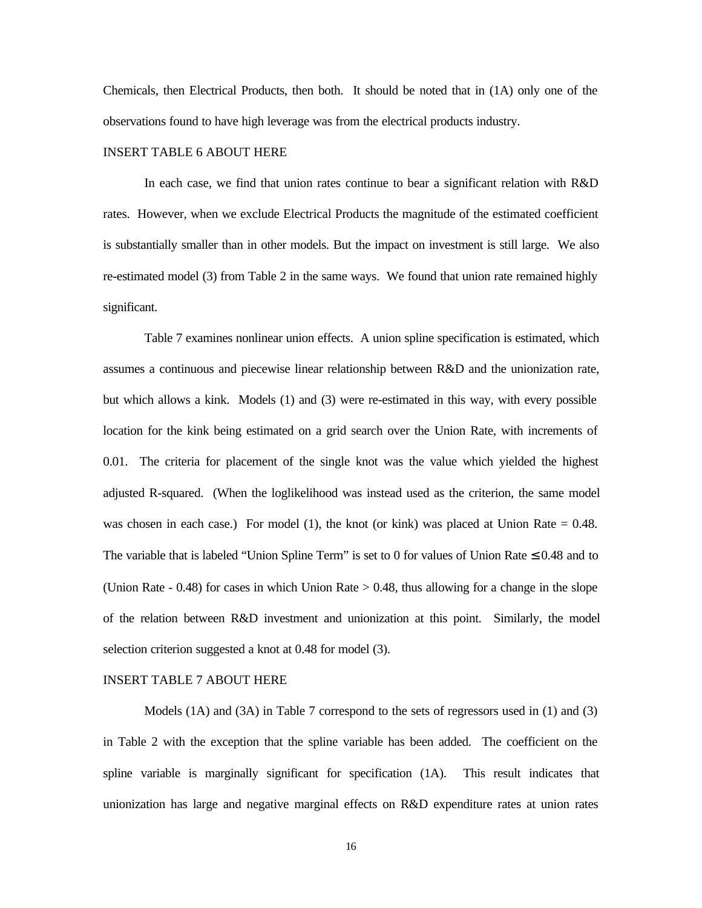Chemicals, then Electrical Products, then both. It should be noted that in (1A) only one of the observations found to have high leverage was from the electrical products industry.

INSERT TABLE 6 ABOUT HERE

In each case, we find that union rates continue to bear a significant relation with R&D rates. However, when we exclude Electrical Products the magnitude of the estimated coefficient is substantially smaller than in other models. But the impact on investment is still large. We also re-estimated model (3) from Table 2 in the same ways. We found that union rate remained highly significant.

Table 7 examines nonlinear union effects. A union spline specification is estimated, which assumes a continuous and piecewise linear relationship between R&D and the unionization rate, but which allows a kink. Models (1) and (3) were re-estimated in this way, with every possible location for the kink being estimated on a grid search over the Union Rate, with increments of 0.01. The criteria for placement of the single knot was the value which yielded the highest adjusted R-squared. (When the loglikelihood was instead used as the criterion, the same model was chosen in each case.) For model (1), the knot (or kink) was placed at Union Rate = 0.48. The variable that is labeled "Union Spline Term" is set to 0 for values of Union Rate $\leq$ 0.48 and to (Union Rate - 0.48) for cases in which Union Rate > 0.48, thus allowing for a change in the slope of the relation between R&D investment and unionization at this point. Similarly, the model selection criterion suggested a knot at 0.48 for model (3).

INSERT TABLE 7 ABOUT HERE

Models (1A) and (3A) in Table 7 correspond to the sets of regressors used in (1) and (3) in Table 2 with the exception that the spline variable has been added. The coefficient on the spline variable is marginally significant for specification (1A). This result indicates that unionization has large and negative marginal effects on R&D expenditure rates at union rates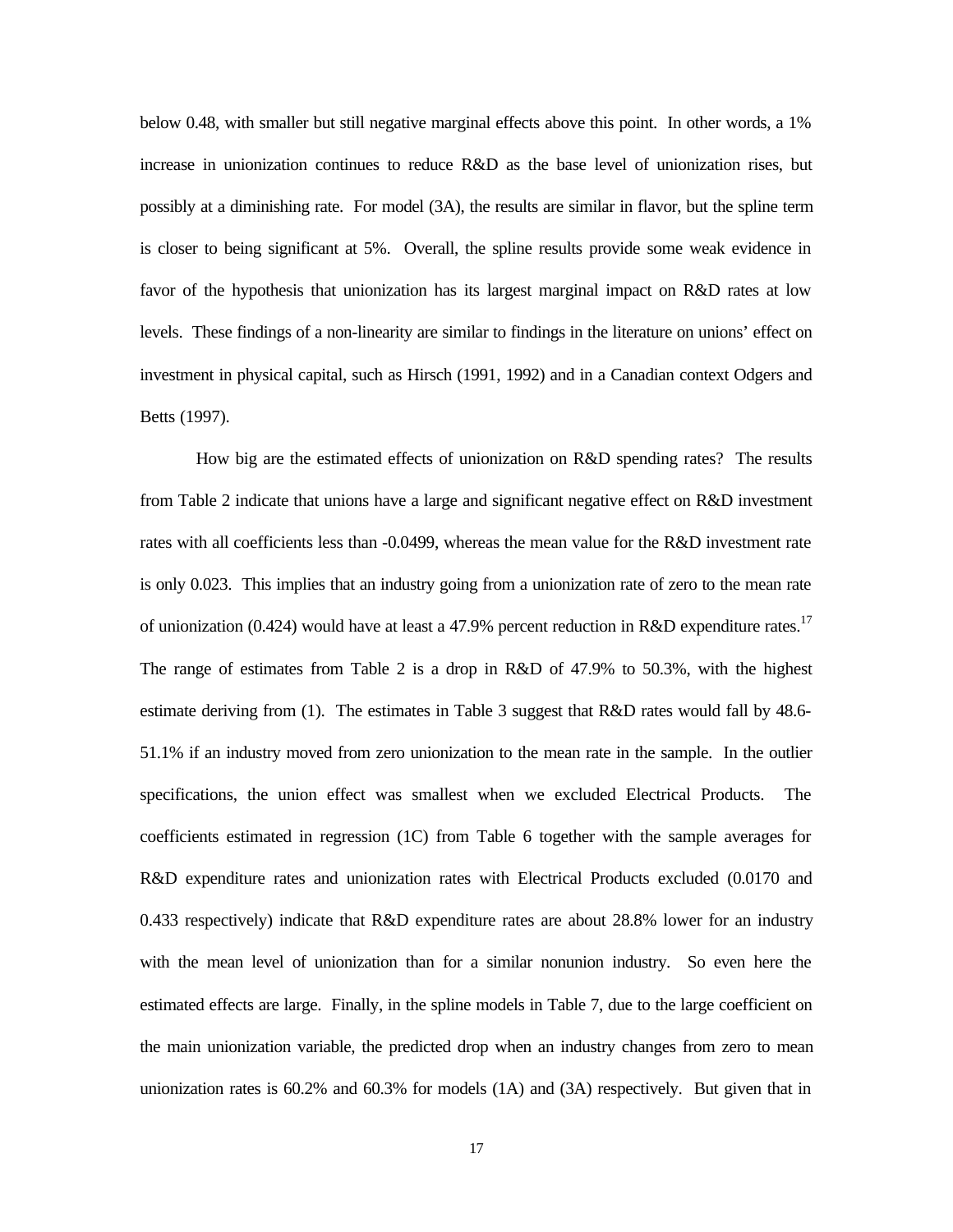below 0.48, with smaller but still negative marginal effects above this point. In other words, a 1% increase in unionization continues to reduce R&D as the base level of unionization rises, but possibly at a diminishing rate. For model (3A), the results are similar in flavor, but the spline term is closer to being significant at 5%. Overall, the spline results provide some weak evidence in favor of the hypothesis that unionization has its largest marginal impact on R&D rates at low levels. These findings of a non-linearity are similar to findings in the literature on unions' effect on investment in physical capital, such as Hirsch (1991, 1992) and in a Canadian context Odgers and Betts (1997).

How big are the estimated effects of unionization on R&D spending rates? The results from Table 2 indicate that unions have a large and significant negative effect on R&D investment rates with all coefficients less than -0.0499, whereas the mean value for the R&D investment rate is only 0.023. This implies that an industry going from a unionization rate of zero to the mean rate of unionization (0.424) would have at least a 47.9% percent reduction in R&D expenditure rates.[17] The range of estimates from Table 2 is a drop in R&D of 47.9% to 50.3%, with the highest estimate deriving from (1). The estimates in Table 3 suggest that R&D rates would fall by 48.6-51.1% if an industry moved from zero unionization to the mean rate in the sample. In the outlier specifications, the union effect was smallest when we excluded Electrical Products. The coefficients estimated in regression (1C) from Table 6 together with the sample averages for R&D expenditure rates and unionization rates with Electrical Products excluded (0.0170 and 0.433 respectively) indicate that R&D expenditure rates are about 28.8% lower for an industry with the mean level of unionization than for a similar nonunion industry. So even here the estimated effects are large. Finally, in the spline models in Table 7, due to the large coefficient on the main unionization variable, the predicted drop when an industry changes from zero to mean unionization rates is 60.2% and 60.3% for models (1A) and (3A) respectively. But given that in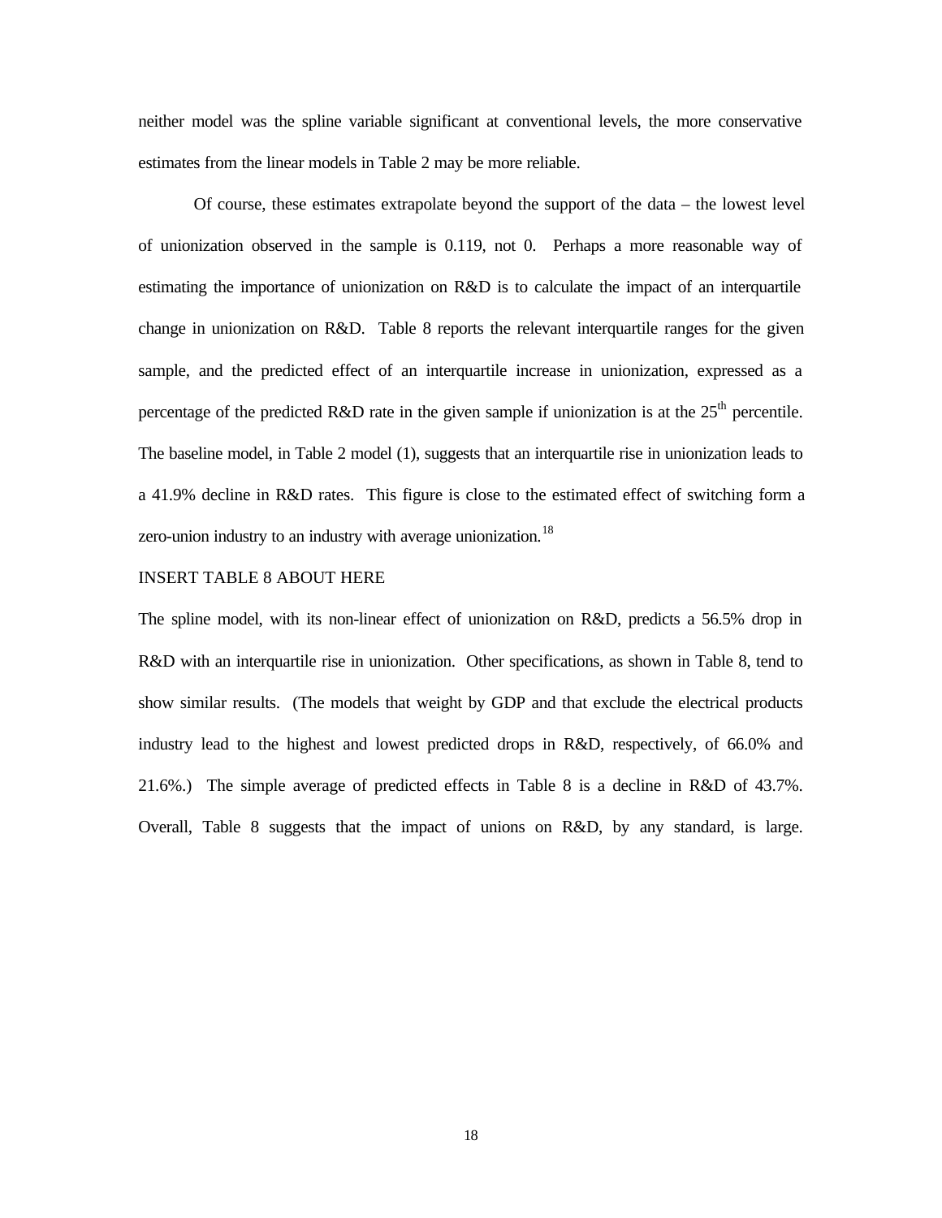neither model was the spline variable significant at conventional levels, the more conservative estimates from the linear models in Table 2 may be more reliable.

Of course, these estimates extrapolate beyond the support of the data – the lowest level of unionization observed in the sample is 0.119, not 0. Perhaps a more reasonable way of estimating the importance of unionization on R&D is to calculate the impact of an interquartile change in unionization on R&D. Table 8 reports the relevant interquartile ranges for the given sample, and the predicted effect of an interquartile increase in unionization, expressed as a percentage of the predicted R&D rate in the given sample if unionization is at the 25th percentile. The baseline model, in Table 2 model (1), suggests that an interquartile rise in unionization leads to a 41.9% decline in R&D rates. This figure is close to the estimated effect of switching form a zero-union industry to an industry with average unionization.[18]

INSERT TABLE 8 ABOUT HERE

The spline model, with its non-linear effect of unionization on R&D, predicts a 56.5% drop in R&D with an interquartile rise in unionization. Other specifications, as shown in Table 8, tend to show similar results. (The models that weight by GDP and that exclude the electrical products industry lead to the highest and lowest predicted drops in R&D, respectively, of 66.0% and 21.6%.) The simple average of predicted effects in Table 8 is a decline in R&D of 43.7%. Overall, Table 8 suggests that the impact of unions on R&D, by any standard, is large.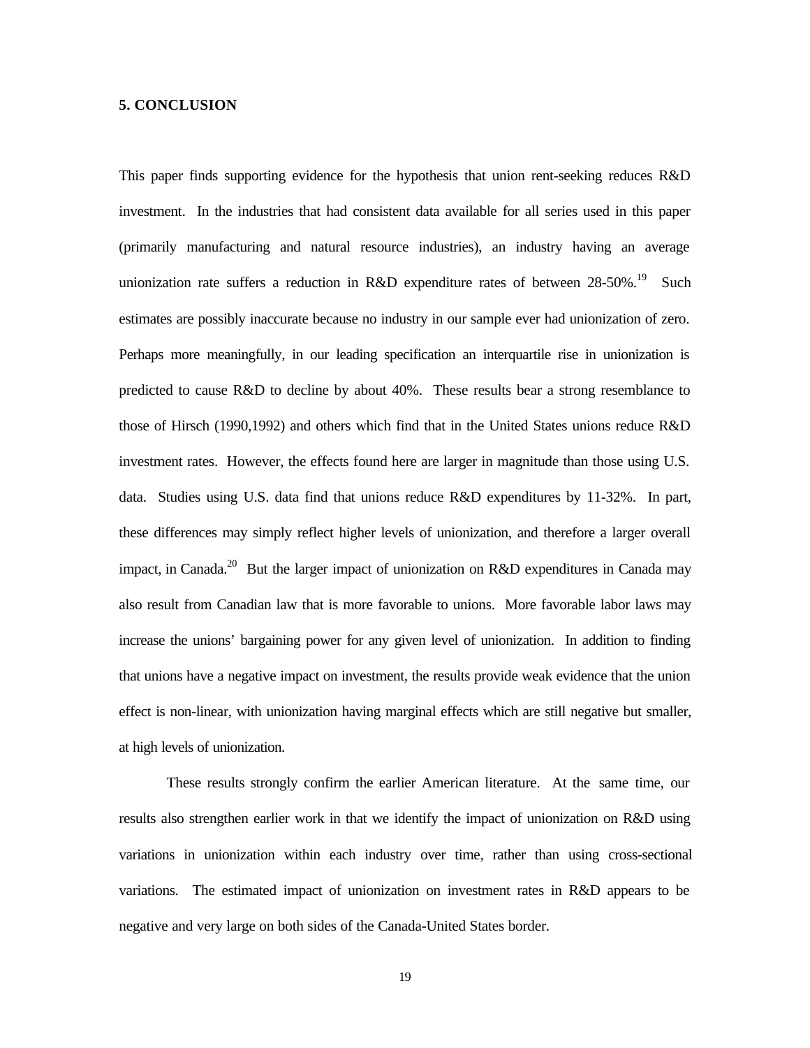## 5. CONCLUSION

This paper finds supporting evidence for the hypothesis that union rent-seeking reduces R&D investment. In the industries that had consistent data available for all series used in this paper (primarily manufacturing and natural resource industries), an industry having an average unionization rate suffers a reduction in R&D expenditure rates of between 28-50%.[19] Such estimates are possibly inaccurate because no industry in our sample ever had unionization of zero. Perhaps more meaningfully, in our leading specification an interquartile rise in unionization is predicted to cause R&D to decline by about 40%. These results bear a strong resemblance to those of Hirsch (1990,1992) and others which find that in the United States unions reduce R&D investment rates. However, the effects found here are larger in magnitude than those using U.S. data. Studies using U.S. data find that unions reduce R&D expenditures by 11-32%. In part, these differences may simply reflect higher levels of unionization, and therefore a larger overall impact, in Canada.[20] But the larger impact of unionization on R&D expenditures in Canada may also result from Canadian law that is more favorable to unions. More favorable labor laws may increase the unions' bargaining power for any given level of unionization. In addition to finding that unions have a negative impact on investment, the results provide weak evidence that the union effect is non-linear, with unionization having marginal effects which are still negative but smaller, at high levels of unionization.

These results strongly confirm the earlier American literature. At the same time, our results also strengthen earlier work in that we identify the impact of unionization on R&D using variations in unionization within each industry over time, rather than using cross-sectional variations. The estimated impact of unionization on investment rates in R&D appears to be negative and very large on both sides of the Canada-United States border.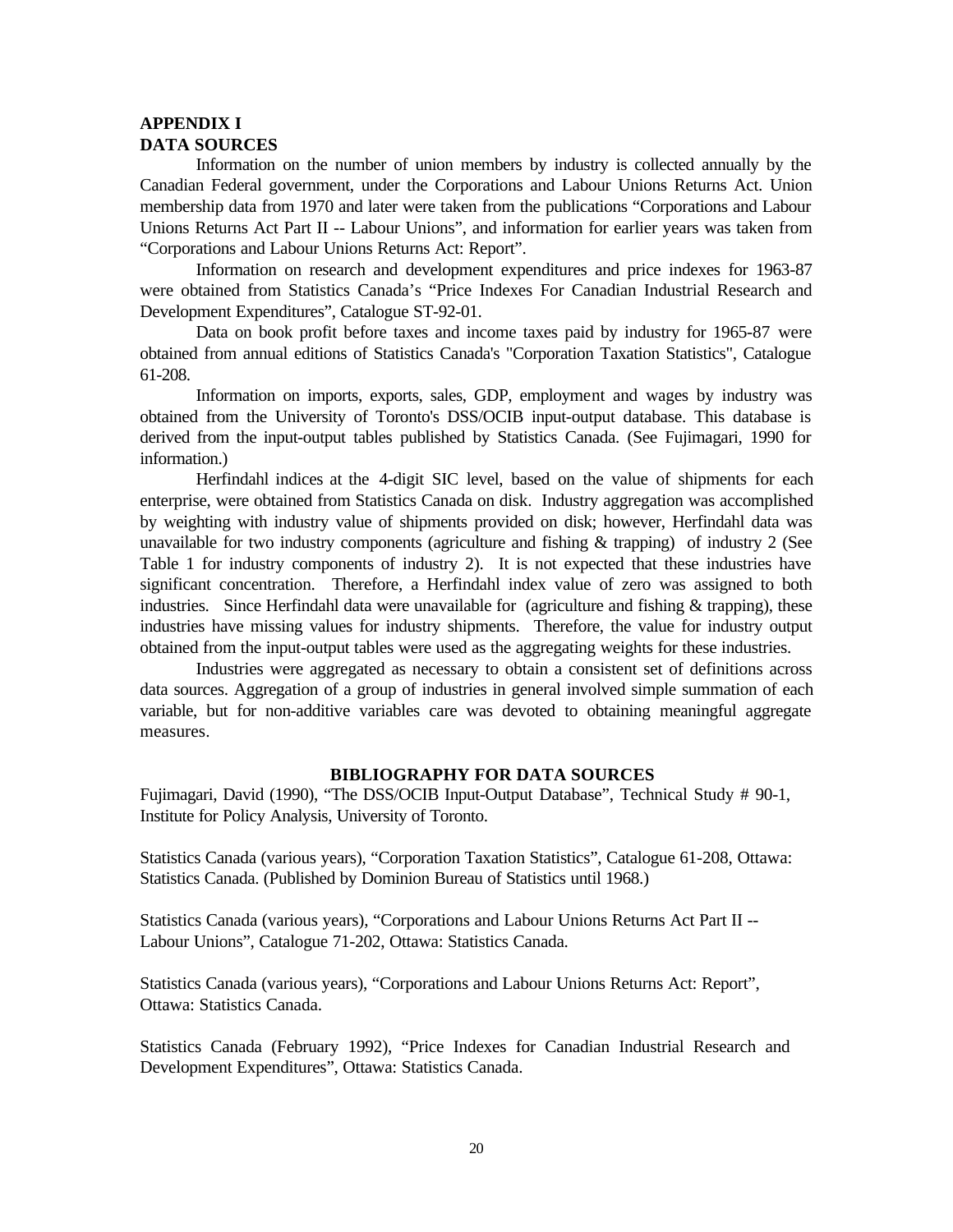**APPENDIX I**
**DATA SOURCES**

Information on the number of union members by industry is collected annually by the Canadian Federal government, under the Corporations and Labour Unions Returns Act. Union membership data from 1970 and later were taken from the publications "Corporations and Labour Unions Returns Act Part II -- Labour Unions", and information for earlier years was taken from "Corporations and Labour Unions Returns Act: Report".

Information on research and development expenditures and price indexes for 1963-87 were obtained from Statistics Canada's "Price Indexes For Canadian Industrial Research and Development Expenditures", Catalogue ST-92-01.

Data on book profit before taxes and income taxes paid by industry for 1965-87 were obtained from annual editions of Statistics Canada's "Corporation Taxation Statistics", Catalogue 61-208.

Information on imports, exports, sales, GDP, employment and wages by industry was obtained from the University of Toronto's DSS/OCIB input-output database. This database is derived from the input-output tables published by Statistics Canada. (See Fujimagari, 1990 for information.)

Herfindahl indices at the 4-digit SIC level, based on the value of shipments for each enterprise, were obtained from Statistics Canada on disk. Industry aggregation was accomplished by weighting with industry value of shipments provided on disk; however, Herfindahl data was unavailable for two industry components (agriculture and fishing & trapping) of industry 2 (See Table 1 for industry components of industry 2). It is not expected that these industries have significant concentration. Therefore, a Herfindahl index value of zero was assigned to both industries. Since Herfindahl data were unavailable for (agriculture and fishing & trapping), these industries have missing values for industry shipments. Therefore, the value for industry output obtained from the input-output tables were used as the aggregating weights for these industries.

Industries were aggregated as necessary to obtain a consistent set of definitions across data sources. Aggregation of a group of industries in general involved simple summation of each variable, but for non-additive variables care was devoted to obtaining meaningful aggregate measures.

**BIBLIOGRAPHY FOR DATA SOURCES**

Fujimagari, David (1990), "The DSS/OCIB Input-Output Database", Technical Study # 90-1, Institute for Policy Analysis, University of Toronto.

Statistics Canada (various years), "Corporation Taxation Statistics", Catalogue 61-208, Ottawa: Statistics Canada. (Published by Dominion Bureau of Statistics until 1968.)

Statistics Canada (various years), "Corporations and Labour Unions Returns Act Part II -- Labour Unions", Catalogue 71-202, Ottawa: Statistics Canada.

Statistics Canada (various years), "Corporations and Labour Unions Returns Act: Report", Ottawa: Statistics Canada.

Statistics Canada (February 1992), "Price Indexes for Canadian Industrial Research and Development Expenditures", Ottawa: Statistics Canada.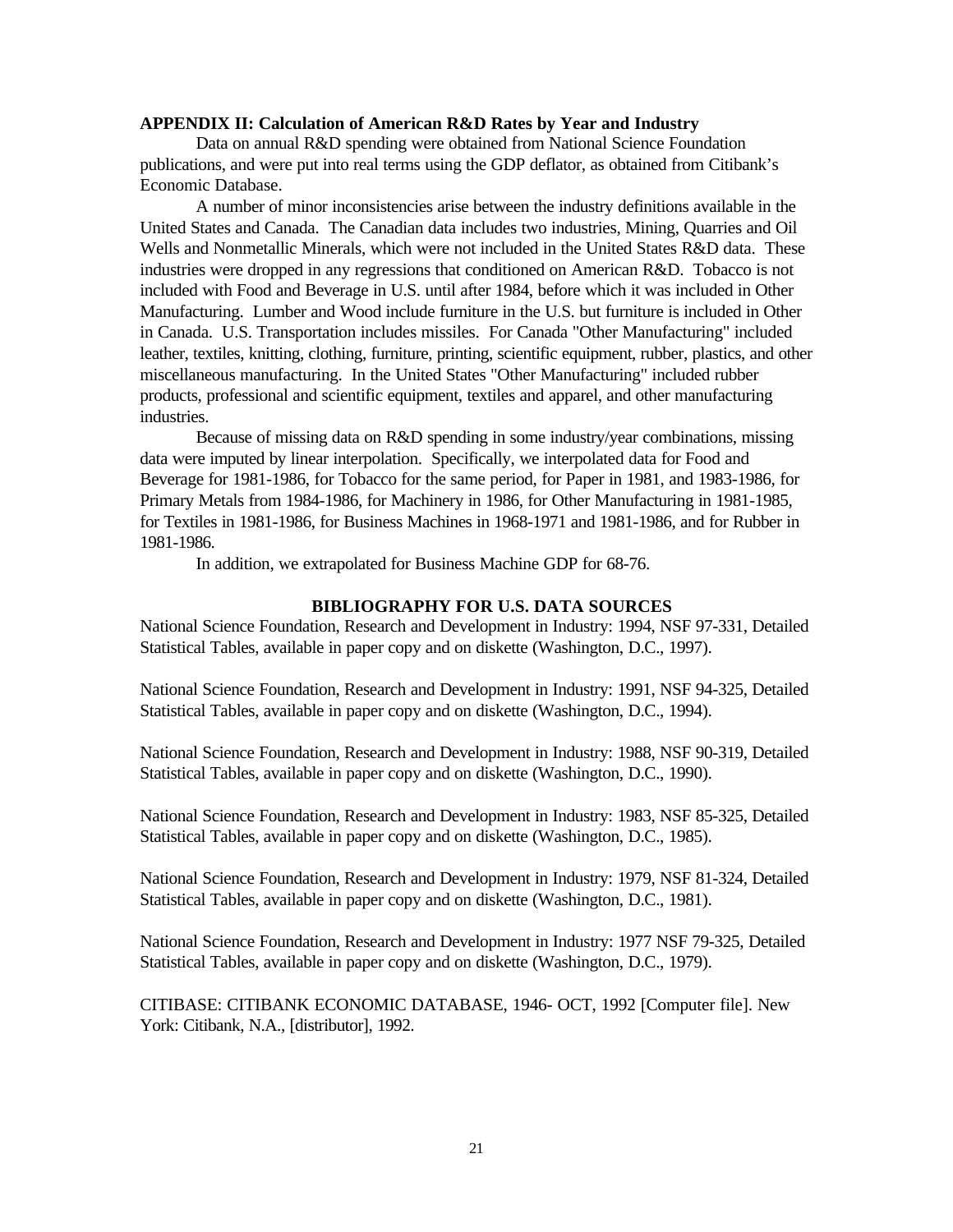## APPENDIX II: Calculation of American R&D Rates by Year and Industry

Data on annual R&D spending were obtained from National Science Foundation publications, and were put into real terms using the GDP deflator, as obtained from Citibank's Economic Database.

A number of minor inconsistencies arise between the industry definitions available in the United States and Canada. The Canadian data includes two industries, Mining, Quarries and Oil Wells and Nonmetallic Minerals, which were not included in the United States R&D data. These industries were dropped in any regressions that conditioned on American R&D. Tobacco is not included with Food and Beverage in U.S. until after 1984, before which it was included in Other Manufacturing. Lumber and Wood include furniture in the U.S. but furniture is included in Other in Canada. U.S. Transportation includes missiles. For Canada "Other Manufacturing" included leather, textiles, knitting, clothing, furniture, printing, scientific equipment, rubber, plastics, and other miscellaneous manufacturing. In the United States "Other Manufacturing" included rubber products, professional and scientific equipment, textiles and apparel, and other manufacturing industries.

Because of missing data on R&D spending in some industry/year combinations, missing data were imputed by linear interpolation. Specifically, we interpolated data for Food and Beverage for 1981-1986, for Tobacco for the same period, for Paper in 1981, and 1983-1986, for Primary Metals from 1984-1986, for Machinery in 1986, for Other Manufacturing in 1981-1985, for Textiles in 1981-1986, for Business Machines in 1968-1971 and 1981-1986, and for Rubber in 1981-1986.

In addition, we extrapolated for Business Machine GDP for 68-76.

### BIBLIOGRAPHY FOR U.S. DATA SOURCES

National Science Foundation, Research and Development in Industry: 1994, NSF 97-331, Detailed Statistical Tables, available in paper copy and on diskette (Washington, D.C., 1997).

National Science Foundation, Research and Development in Industry: 1991, NSF 94-325, Detailed Statistical Tables, available in paper copy and on diskette (Washington, D.C., 1994).

National Science Foundation, Research and Development in Industry: 1988, NSF 90-319, Detailed Statistical Tables, available in paper copy and on diskette (Washington, D.C., 1990).

National Science Foundation, Research and Development in Industry: 1983, NSF 85-325, Detailed Statistical Tables, available in paper copy and on diskette (Washington, D.C., 1985).

National Science Foundation, Research and Development in Industry: 1979, NSF 81-324, Detailed Statistical Tables, available in paper copy and on diskette (Washington, D.C., 1981).

National Science Foundation, Research and Development in Industry: 1977 NSF 79-325, Detailed Statistical Tables, available in paper copy and on diskette (Washington, D.C., 1979).

CITIBASE: CITIBANK ECONOMIC DATABASE, 1946- OCT, 1992 [Computer file]. New York: Citibank, N.A., [distributor], 1992.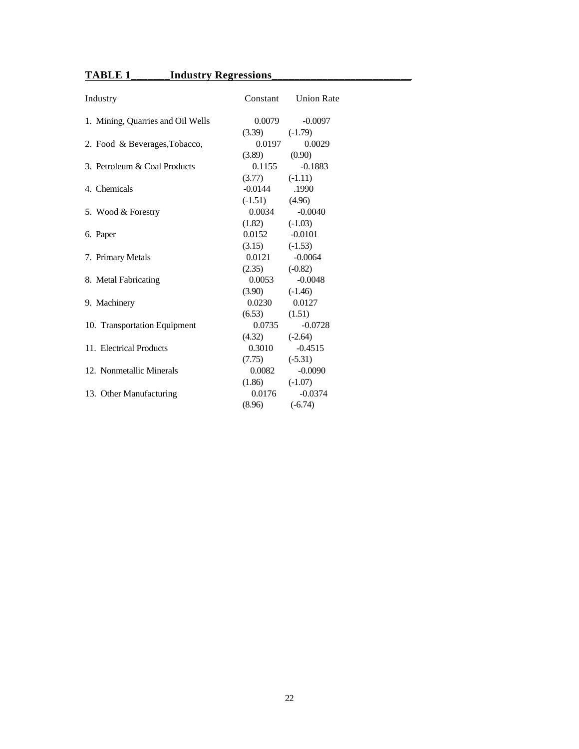## TABLE 1 Industry Regressions

| Industry | Constant | Union Rate |
|---|---|---|
| 1. Mining, Quarries and Oil Wells | 0.0079 | -0.0097 |
| | (3.39) | (-1.79) |
| 2. Food & Beverages,Tobacco, | 0.0197 | 0.0029 |
| | (3.89) | (0.90) |
| 3. Petroleum & Coal Products | 0.1155 | -0.1883 |
| | (3.77) | (-1.11) |
| 4. Chemicals | -0.0144 | .1990 |
| | (-1.51) | (4.96) |
| 5. Wood & Forestry | 0.0034 | -0.0040 |
| | (1.82) | (-1.03) |
| 6. Paper | 0.0152 | -0.0101 |
| | (3.15) | (-1.53) |
| 7. Primary Metals | 0.0121 | -0.0064 |
| | (2.35) | (-0.82) |
| 8. Metal Fabricating | 0.0053 | -0.0048 |
| | (3.90) | (-1.46) |
| 9. Machinery | 0.0230 | 0.0127 |
| | (6.53) | (1.51) |
| 10. Transportation Equipment | 0.0735 | -0.0728 |
| | (4.32) | (-2.64) |
| 11. Electrical Products | 0.3010 | -0.4515 |
| | (7.75) | (-5.31) |
| 12. Nonmetallic Minerals | 0.0082 | -0.0090 |
| | (1.86) | (-1.07) |
| 13. Other Manufacturing | 0.0176 | -0.0374 |
| | (8.96) | (-6.74) |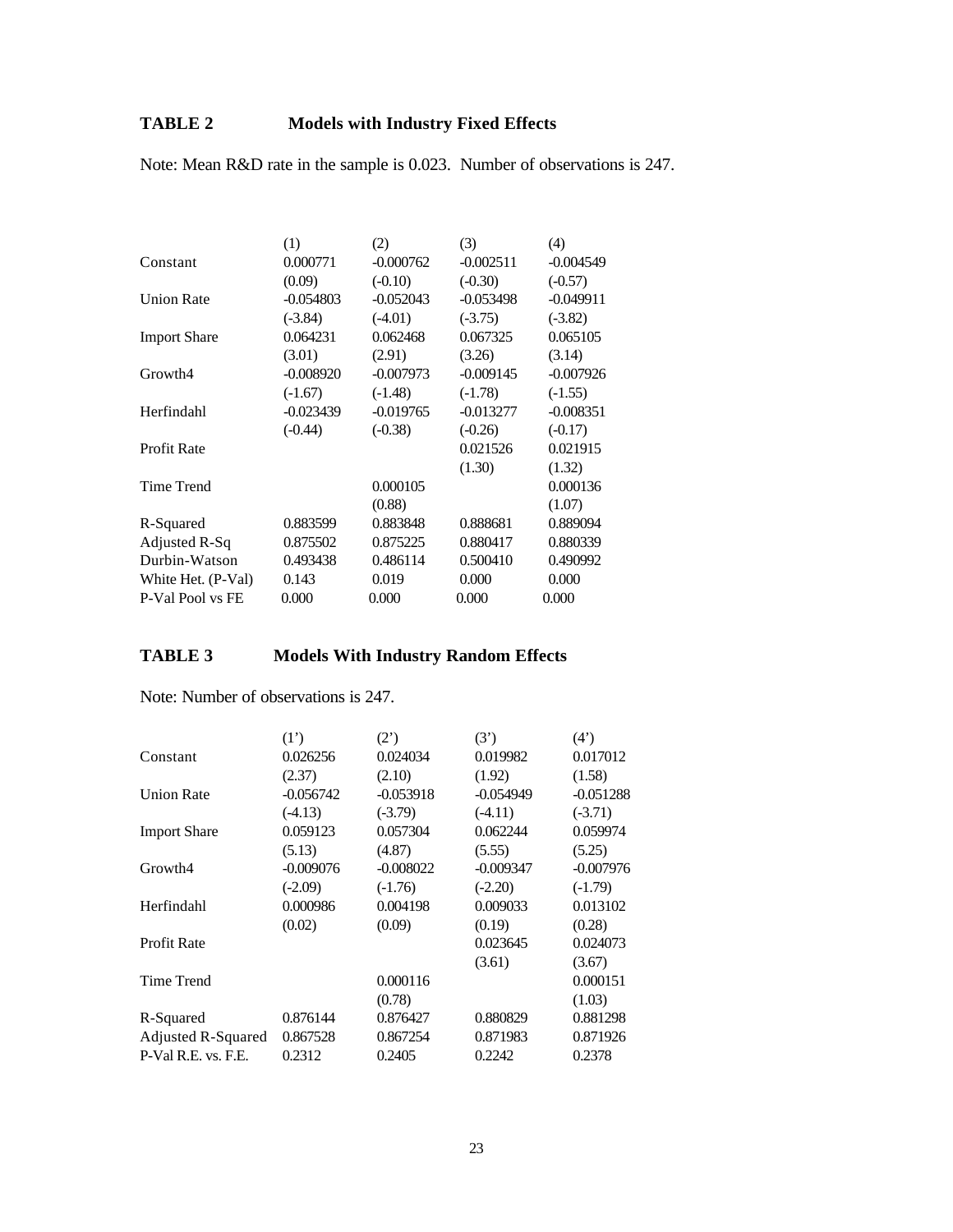## TABLE 2 Models with Industry Fixed Effects

Note: Mean R&D rate in the sample is 0.023. Number of observations is 247.

| | (1) | (2) | (3) | (4) |
|---|---|---|---|---|
| Constant | 0.000771 | -0.000762 | -0.002511 | -0.004549 |
| | (0.09) | (-0.10) | (-0.30) | (-0.57) |
| Union Rate | -0.054803 | -0.052043 | -0.053498 | -0.049911 |
| | (-3.84) | (-4.01) | (-3.75) | (-3.82) |
| Import Share | 0.064231 | 0.062468 | 0.067325 | 0.065105 |
| | (3.01) | (2.91) | (3.26) | (3.14) |
| Growth4 | -0.008920 | -0.007973 | -0.009145 | -0.007926 |
| | (-1.67) | (-1.48) | (-1.78) | (-1.55) |
| Herfindahl | -0.023439 | -0.019765 | -0.013277 | -0.008351 |
| | (-0.44) | (-0.38) | (-0.26) | (-0.17) |
| Profit Rate | | | 0.021526 | 0.021915 |
| | | | (1.30) | (1.32) |
| Time Trend | | 0.000105 | | 0.000136 |
| | | (0.88) | | (1.07) |
| R-Squared | 0.883599 | 0.883848 | 0.888681 | 0.889094 |
| Adjusted R-Sq | 0.875502 | 0.875225 | 0.880417 | 0.880339 |
| Durbin-Watson | 0.493438 | 0.486114 | 0.500410 | 0.490992 |
| White Het. (P-Val) | 0.143 | 0.019 | 0.000 | 0.000 |
| P-Val Pool vs FE | 0.000 | 0.000 | 0.000 | 0.000 |

## TABLE 3 Models With Industry Random Effects

Note: Number of observations is 247.

| | (1') | (2') | (3') | (4') |
|---|---|---|---|---|
| Constant | 0.026256 | 0.024034 | 0.019982 | 0.017012 |
| | (2.37) | (2.10) | (1.92) | (1.58) |
| Union Rate | -0.056742 | -0.053918 | -0.054949 | -0.051288 |
| | (-4.13) | (-3.79) | (-4.11) | (-3.71) |
| Import Share | 0.059123 | 0.057304 | 0.062244 | 0.059974 |
| | (5.13) | (4.87) | (5.55) | (5.25) |
| Growth4 | -0.009076 | -0.008022 | -0.009347 | -0.007976 |
| | (-2.09) | (-1.76) | (-2.20) | (-1.79) |
| Herfindahl | 0.000986 | 0.004198 | 0.009033 | 0.013102 |
| | (0.02) | (0.09) | (0.19) | (0.28) |
| Profit Rate | | | 0.023645 | 0.024073 |
| | | | (3.61) | (3.67) |
| Time Trend | | 0.000116 | | 0.000151 |
| | | (0.78) | | (1.03) |
| R-Squared | 0.876144 | 0.876427 | 0.880829 | 0.881298 |
| Adjusted R-Squared | 0.867528 | 0.867254 | 0.871983 | 0.871926 |
| P-Val R.E. vs. F.E. | 0.2312 | 0.2405 | 0.2242 | 0.2378 |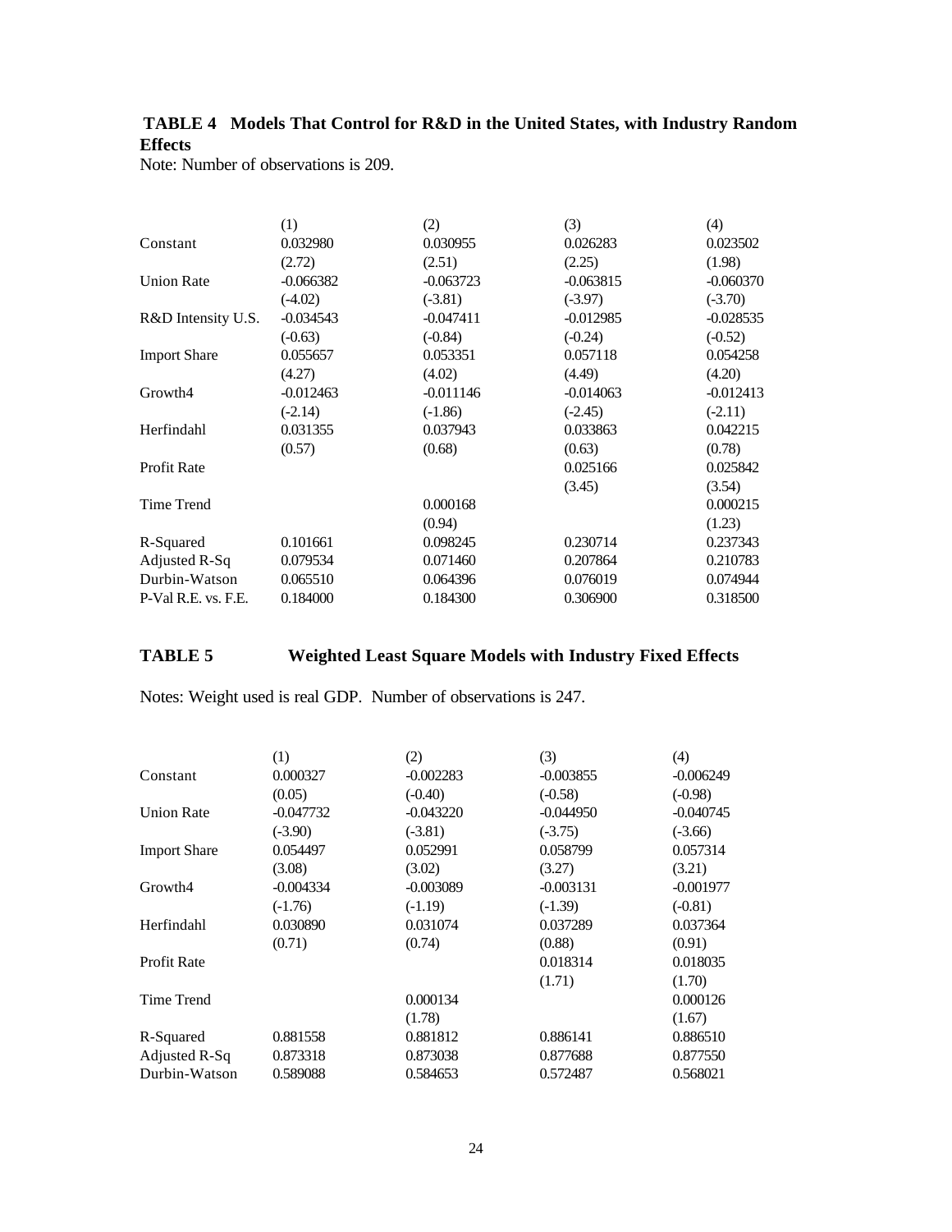**TABLE 4 Models That Control for R&D in the United States, with Industry Random Effects**

Note: Number of observations is 209.

| | (1) | (2) | (3) | (4) |
|---|---|---|---|---|
| Constant | 0.032980 | 0.030955 | 0.026283 | 0.023502 |
| | (2.72) | (2.51) | (2.25) | (1.98) |
| Union Rate | -0.066382 | -0.063723 | -0.063815 | -0.060370 |
| | (-4.02) | (-3.81) | (-3.97) | (-3.70) |
| R&D Intensity U.S. | -0.034543 | -0.047411 | -0.012985 | -0.028535 |
| | (-0.63) | (-0.84) | (-0.24) | (-0.52) |
| Import Share | 0.055657 | 0.053351 | 0.057118 | 0.054258 |
| | (4.27) | (4.02) | (4.49) | (4.20) |
| Growth4 | -0.012463 | -0.011146 | -0.014063 | -0.012413 |
| | (-2.14) | (-1.86) | (-2.45) | (-2.11) |
| Herfindahl | 0.031355 | 0.037943 | 0.033863 | 0.042215 |
| | (0.57) | (0.68) | (0.63) | (0.78) |
| Profit Rate | | | 0.025166 | 0.025842 |
| | | | (3.45) | (3.54) |
| Time Trend | | 0.000168 | | 0.000215 |
| | | (0.94) | | (1.23) |
| R-Squared | 0.101661 | 0.098245 | 0.230714 | 0.237343 |
| Adjusted R-Sq | 0.079534 | 0.071460 | 0.207864 | 0.210783 |
| Durbin-Watson | 0.065510 | 0.064396 | 0.076019 | 0.074944 |
| P-Val R.E. vs. F.E. | 0.184000 | 0.184300 | 0.306900 | 0.318500 |

**TABLE 5 Weighted Least Square Models with Industry Fixed Effects**

Notes: Weight used is real GDP. Number of observations is 247.

| | (1) | (2) | (3) | (4) |
|---|---|---|---|---|
| Constant | 0.000327 | -0.002283 | -0.003855 | -0.006249 |
| | (0.05) | (-0.40) | (-0.58) | (-0.98) |
| Union Rate | -0.047732 | -0.043220 | -0.044950 | -0.040745 |
| | (-3.90) | (-3.81) | (-3.75) | (-3.66) |
| Import Share | 0.054497 | 0.052991 | 0.058799 | 0.057314 |
| | (3.08) | (3.02) | (3.27) | (3.21) |
| Growth4 | -0.004334 | -0.003089 | -0.003131 | -0.001977 |
| | (-1.76) | (-1.19) | (-1.39) | (-0.81) |
| Herfindahl | 0.030890 | 0.031074 | 0.037289 | 0.037364 |
| | (0.71) | (0.74) | (0.88) | (0.91) |
| Profit Rate | | | 0.018314 | 0.018035 |
| | | | (1.71) | (1.70) |
| Time Trend | | 0.000134 | | 0.000126 |
| | | (1.78) | | (1.67) |
| R-Squared | 0.881558 | 0.881812 | 0.886141 | 0.886510 |
| Adjusted R-Sq | 0.873318 | 0.873038 | 0.877688 | 0.877550 |
| Durbin-Watson | 0.589088 | 0.584653 | 0.572487 | 0.568021 |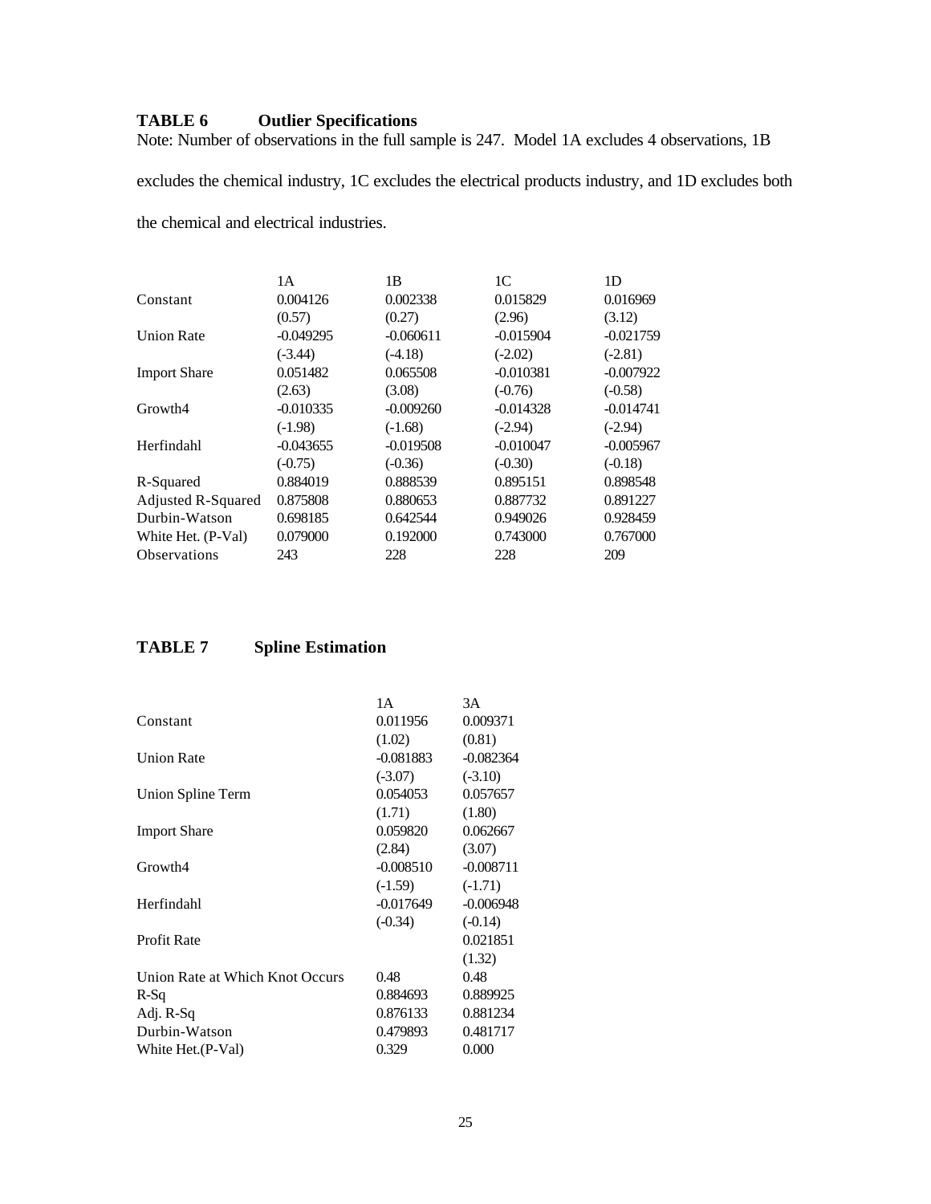**TABLE 6 Outlier Specifications**

Note: Number of observations in the full sample is 247. Model 1A excludes 4 observations, 1B excludes the chemical industry, 1C excludes the electrical products industry, and 1D excludes both the chemical and electrical industries.

| | 1A | 1B | 1C | 1D |
|---|---|---|---|---|
| Constant | 0.004126 | 0.002338 | 0.015829 | 0.016969 |
| | (0.57) | (0.27) | (2.96) | (3.12) |
| Union Rate | -0.049295 | -0.060611 | -0.015904 | -0.021759 |
| | (-3.44) | (-4.18) | (-2.02) | (-2.81) |
| Import Share | 0.051482 | 0.065508 | -0.010381 | -0.007922 |
| | (2.63) | (3.08) | (-0.76) | (-0.58) |
| Growth4 | -0.010335 | -0.009260 | -0.014328 | -0.014741 |
| | (-1.98) | (-1.68) | (-2.94) | (-2.94) |
| Herfindahl | -0.043655 | -0.019508 | -0.010047 | -0.005967 |
| | (-0.75) | (-0.36) | (-0.30) | (-0.18) |
| R-Squared | 0.884019 | 0.888539 | 0.895151 | 0.898548 |
| Adjusted R-Squared | 0.875808 | 0.880653 | 0.887732 | 0.891227 |
| Durbin-Watson | 0.698185 | 0.642544 | 0.949026 | 0.928459 |
| White Het. (P-Val) | 0.079000 | 0.192000 | 0.743000 | 0.767000 |
| Observations | 243 | 228 | 228 | 209 |

**TABLE 7 Spline Estimation**

| | 1A | 3A |
|---|---|---|
| Constant | 0.011956 | 0.009371 |
| | (1.02) | (0.81) |
| Union Rate | -0.081883 | -0.082364 |
| | (-3.07) | (-3.10) |
| Union Spline Term | 0.054053 | 0.057657 |
| | (1.71) | (1.80) |
| Import Share | 0.059820 | 0.062667 |
| | (2.84) | (3.07) |
| Growth4 | -0.008510 | -0.008711 |
| | (-1.59) | (-1.71) |
| Herfindahl | -0.017649 | -0.006948 |
| | (-0.34) | (-0.14) |
| Profit Rate | | 0.021851 |
| | | (1.32) |
| Union Rate at Which Knot Occurs | 0.48 | 0.48 |
| R-Sq | 0.884693 | 0.889925 |
| Adj. R-Sq | 0.876133 | 0.881234 |
| Durbin-Watson | 0.479893 | 0.481717 |
| White Het.(P-Val) | 0.329 | 0.000 |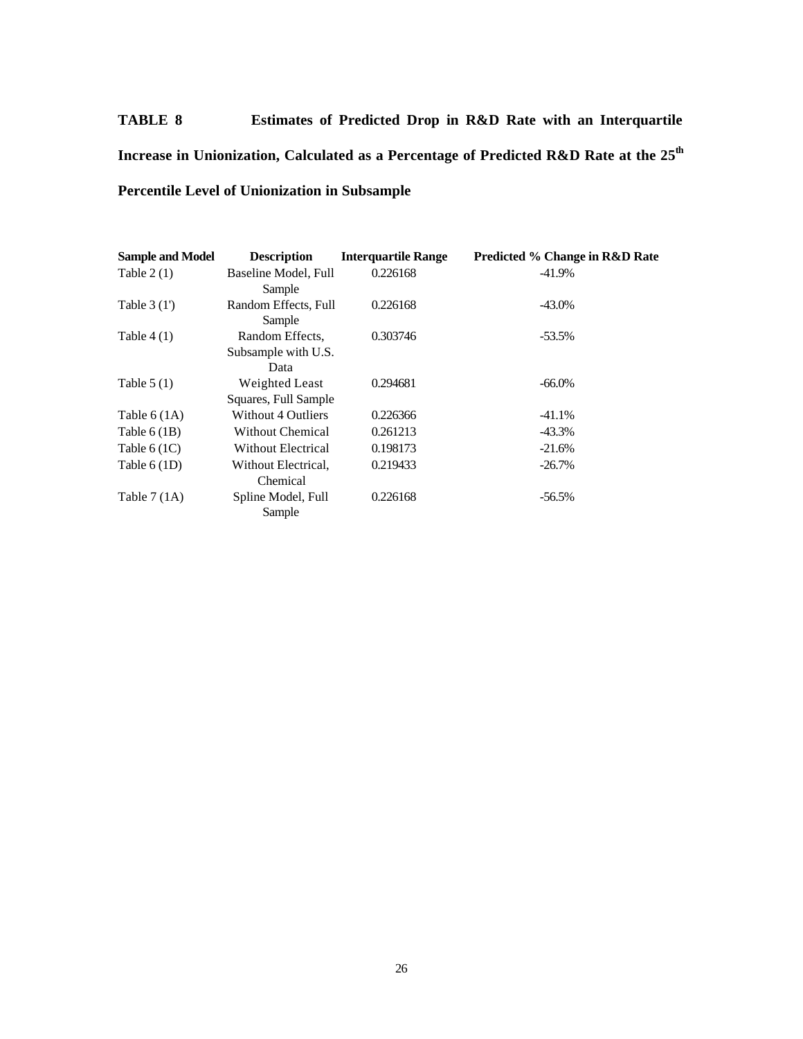**TABLE 8 Estimates of Predicted Drop in R&D Rate with an Interquartile Increase in Unionization, Calculated as a Percentage of Predicted R&D Rate at the 25th Percentile Level of Unionization in Subsample**

| Sample and Model | Description | Interquartile Range | Predicted % Change in R&D Rate |
|---|---|---|---|
| Table 2 (1) | Baseline Model, Full Sample | 0.226168 | -41.9% |
| Table 3 (1') | Random Effects, Full Sample | 0.226168 | -43.0% |
| Table 4 (1) | Random Effects, Subsample with U.S. Data | 0.303746 | -53.5% |
| Table 5 (1) | Weighted Least Squares, Full Sample | 0.294681 | -66.0% |
| Table 6 (1A) | Without 4 Outliers | 0.226366 | -41.1% |
| Table 6 (1B) | Without Chemical | 0.261213 | -43.3% |
| Table 6 (1C) | Without Electrical | 0.198173 | -21.6% |
| Table 6 (1D) | Without Electrical, Chemical | 0.219433 | -26.7% |
| Table 7 (1A) | Spline Model, Full Sample | 0.226168 | -56.5% |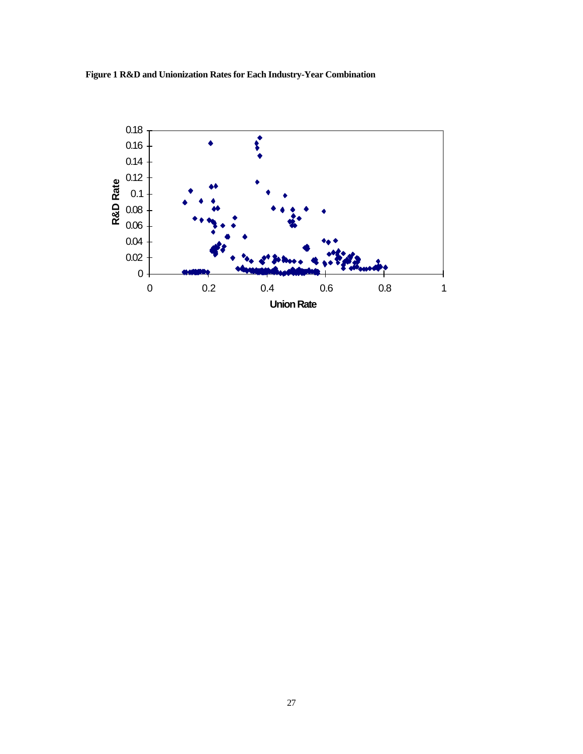**Figure 1 R&D and Unionization Rates for Each Industry-Year Combination**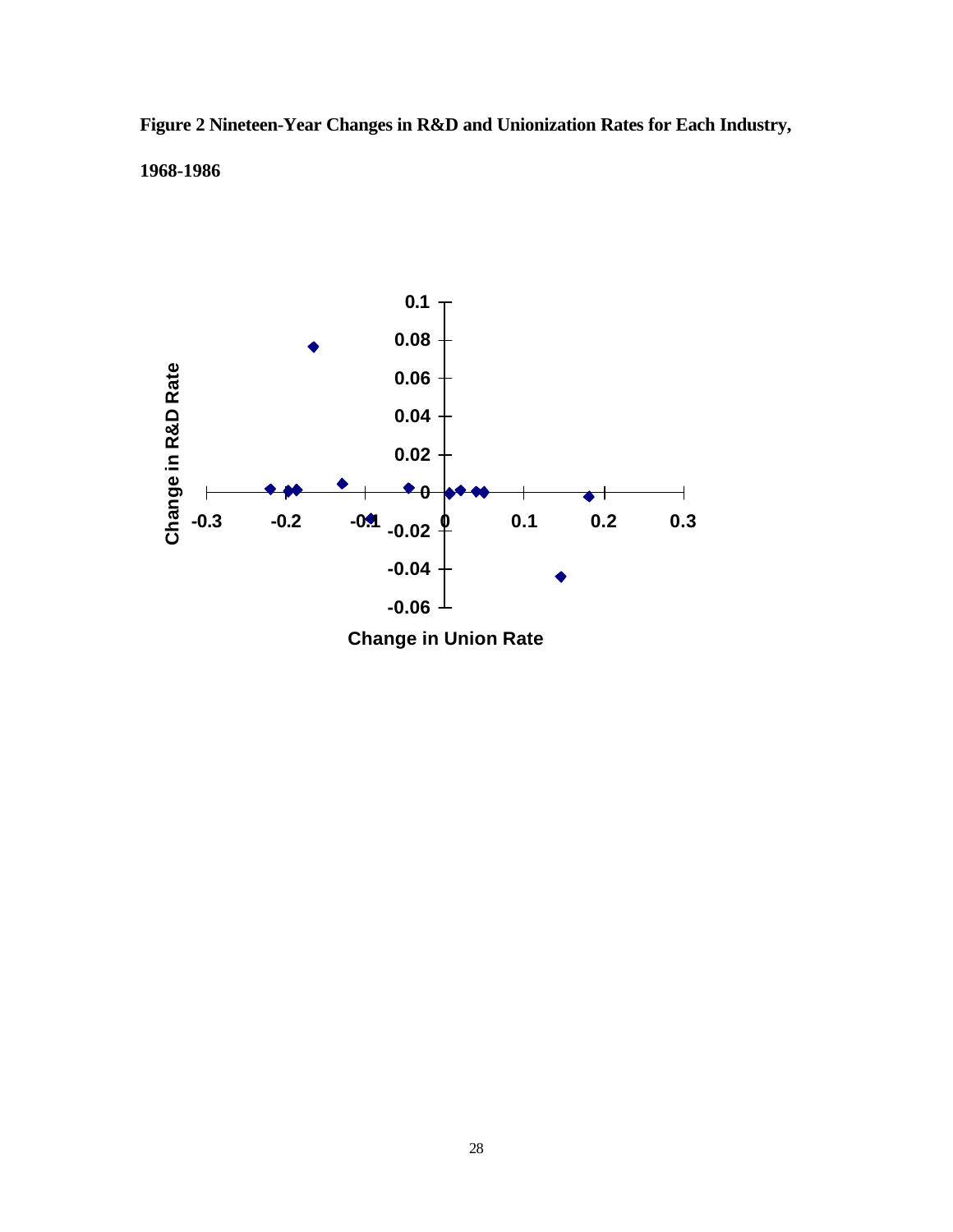**Figure 2 Nineteen-Year Changes in R&D and Unionization Rates for Each Industry, 1968-1986**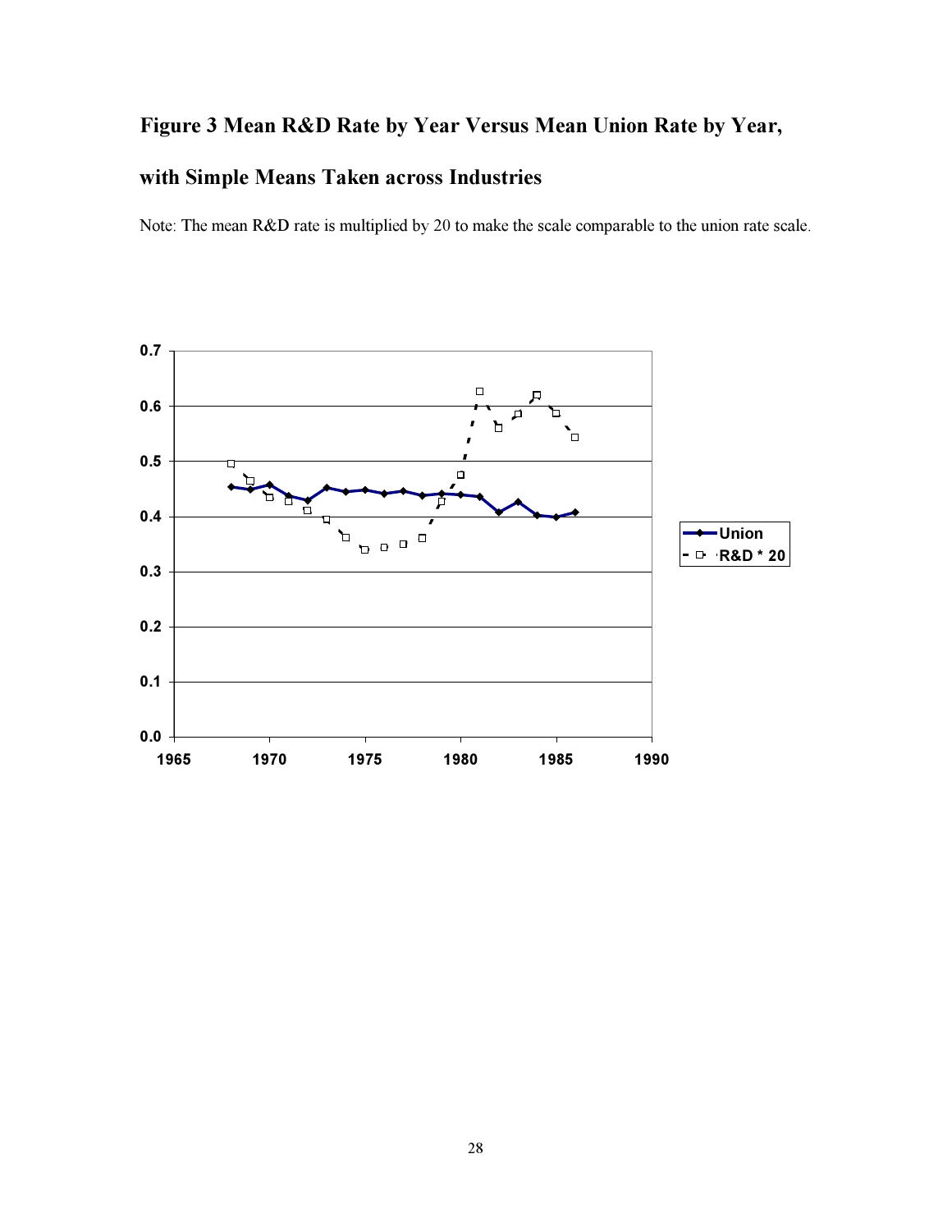# Figure 3 Mean R&D Rate by Year Versus Mean Union Rate by Year, with Simple Means Taken across Industries

Note: The mean R&D rate is multiplied by 20 to make the scale comparable to the union rate scale.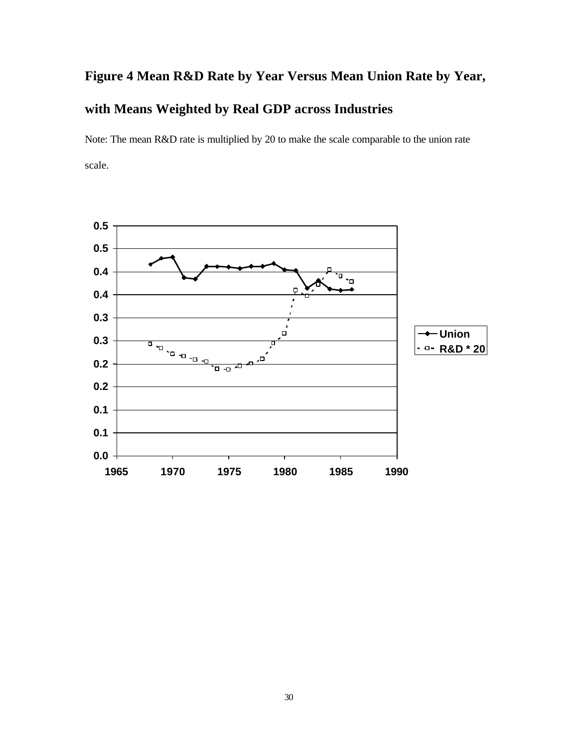# Figure 4 Mean R&D Rate by Year Versus Mean Union Rate by Year, with Means Weighted by Real GDP across Industries

Note: The mean R&D rate is multiplied by 20 to make the scale comparable to the union rate scale.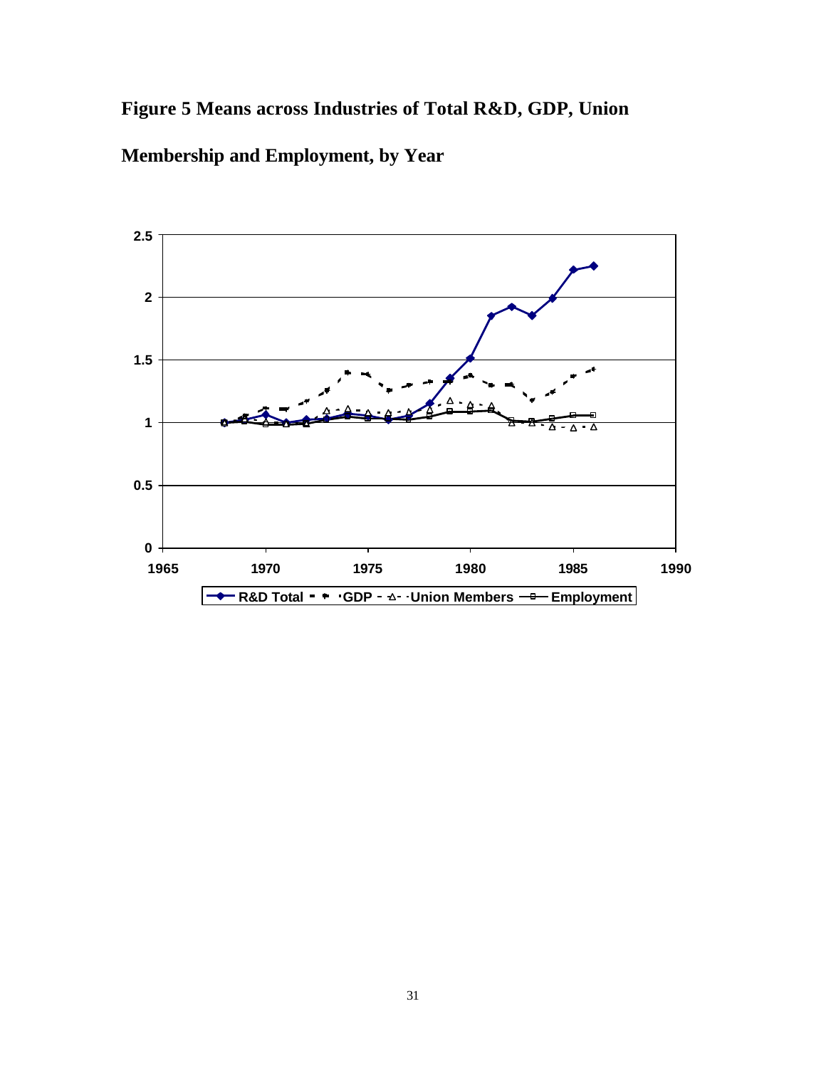**Figure 5 Means across Industries of Total R&D, GDP, Union Membership and Employment, by Year**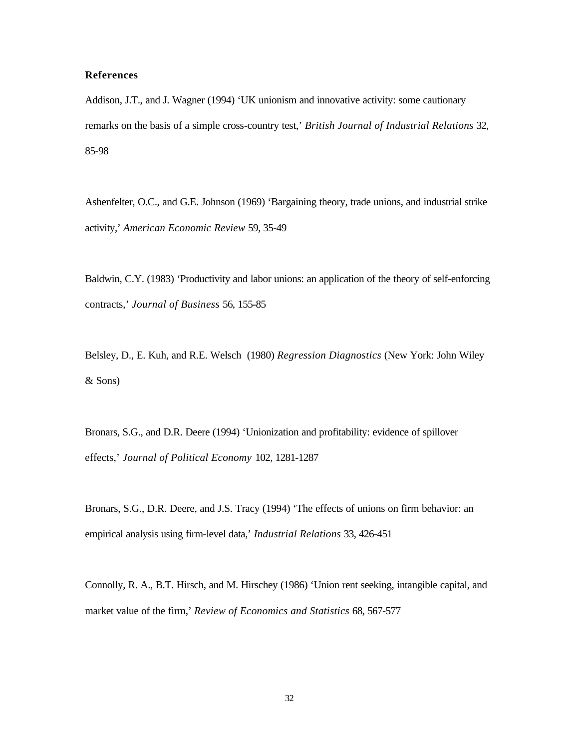## References

Addison, J.T., and J. Wagner (1994) 'UK unionism and innovative activity: some cautionary remarks on the basis of a simple cross-country test,' *British Journal of Industrial Relations* 32, 85-98

Ashenfelter, O.C., and G.E. Johnson (1969) 'Bargaining theory, trade unions, and industrial strike activity,' *American Economic Review* 59, 35-49

Baldwin, C.Y. (1983) 'Productivity and labor unions: an application of the theory of self-enforcing contracts,' *Journal of Business* 56, 155-85

Belsley, D., E. Kuh, and R.E. Welsch (1980) *Regression Diagnostics* (New York: John Wiley & Sons)

Bronars, S.G., and D.R. Deere (1994) 'Unionization and profitability: evidence of spillover effects,' *Journal of Political Economy* 102, 1281-1287

Bronars, S.G., D.R. Deere, and J.S. Tracy (1994) 'The effects of unions on firm behavior: an empirical analysis using firm-level data,' *Industrial Relations* 33, 426-451

Connolly, R. A., B.T. Hirsch, and M. Hirschey (1986) 'Union rent seeking, intangible capital, and market value of the firm,' *Review of Economics and Statistics* 68, 567-577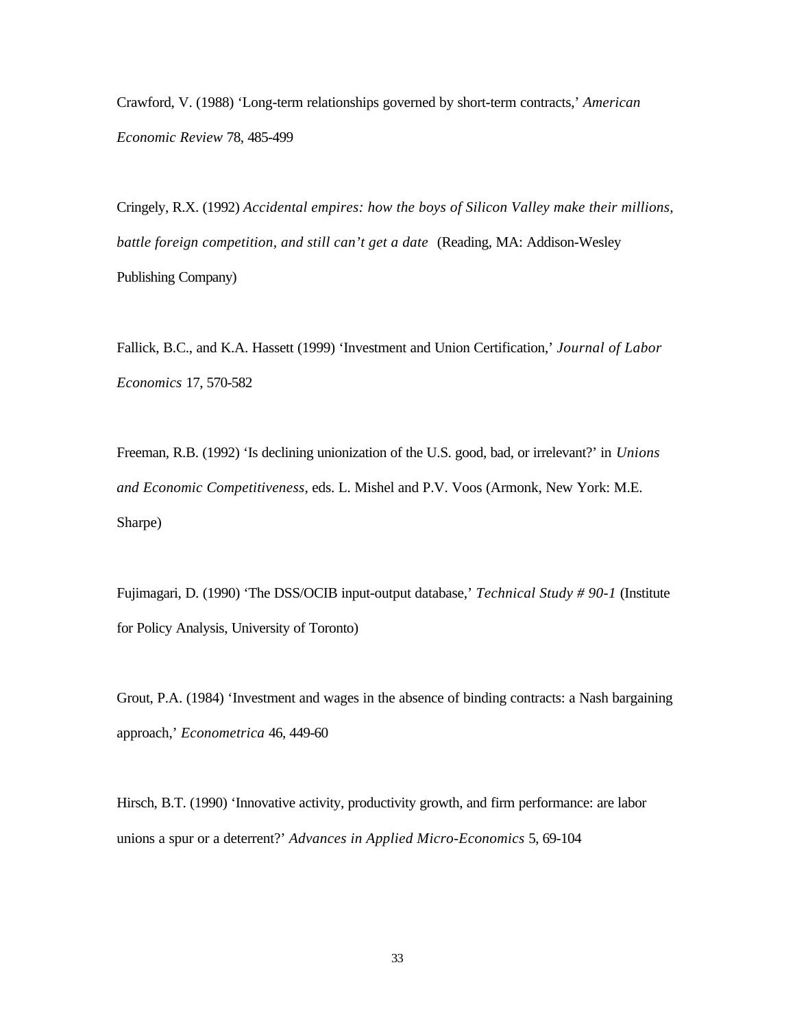Crawford, V. (1988) ‘Long-term relationships governed by short-term contracts,’ *American Economic Review* 78, 485-499

Cringely, R.X. (1992) *Accidental empires: how the boys of Silicon Valley make their millions, battle foreign competition, and still can’t get a date* (Reading, MA: Addison-Wesley Publishing Company)

Fallick, B.C., and K.A. Hassett (1999) ‘Investment and Union Certification,’ *Journal of Labor Economics* 17, 570-582

Freeman, R.B. (1992) ‘Is declining unionization of the U.S. good, bad, or irrelevant?’ in *Unions and Economic Competitiveness*, eds. L. Mishel and P.V. Voos (Armonk, New York: M.E. Sharpe)

Fujimagari, D. (1990) ‘The DSS/OCIB input-output database,’ *Technical Study # 90-1* (Institute for Policy Analysis, University of Toronto)

Grout, P.A. (1984) ‘Investment and wages in the absence of binding contracts: a Nash bargaining approach,’ *Econometrica* 46, 449-60

Hirsch, B.T. (1990) ‘Innovative activity, productivity growth, and firm performance: are labor unions a spur or a deterrent?’ *Advances in Applied Micro-Economics* 5, 69-104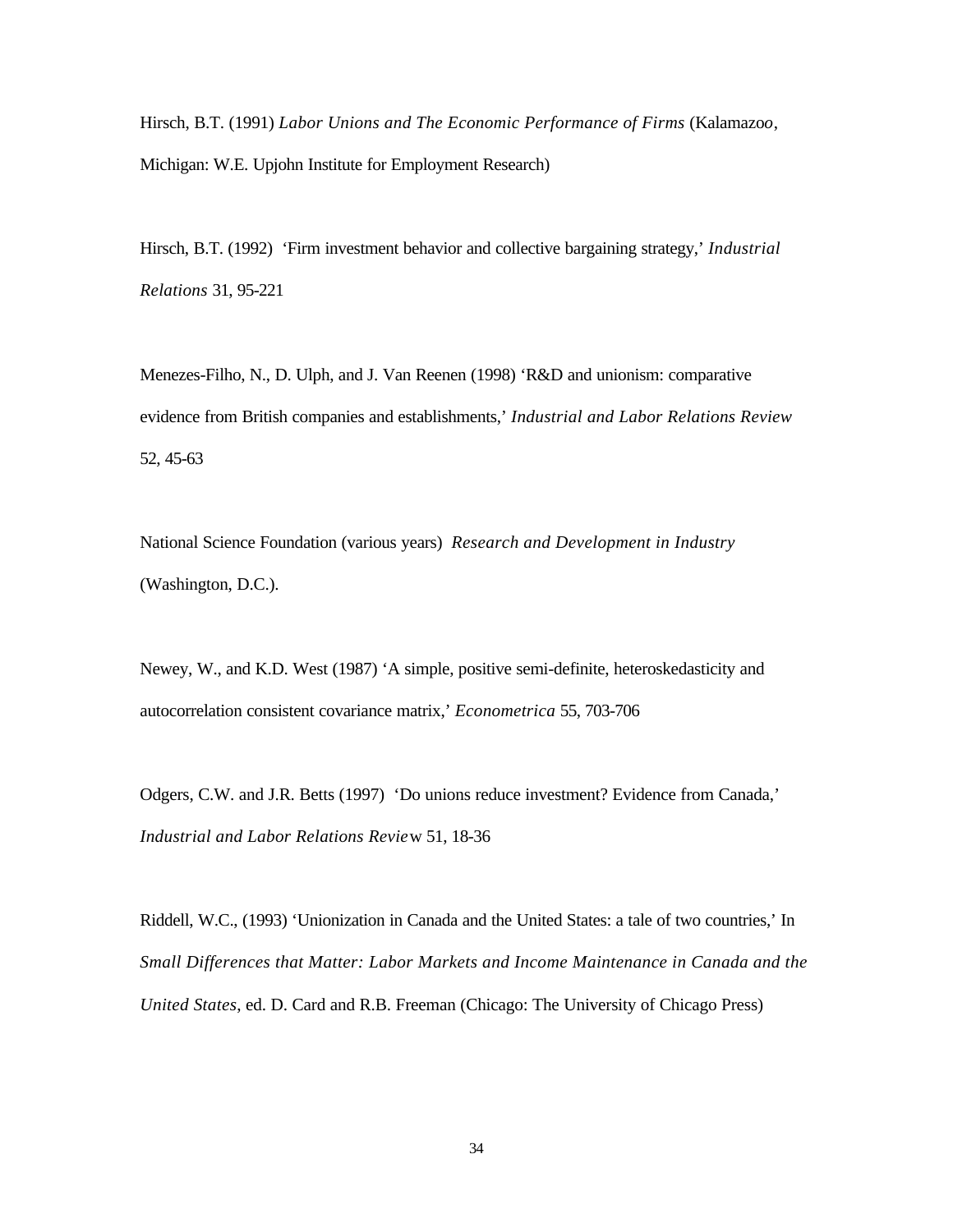Hirsch, B.T. (1991) *Labor Unions and The Economic Performance of Firms* (Kalamazoo, Michigan: W.E. Upjohn Institute for Employment Research)

Hirsch, B.T. (1992) 'Firm investment behavior and collective bargaining strategy,' *Industrial Relations* 31, 95-221

Menezes-Filho, N., D. Ulph, and J. Van Reenen (1998) 'R&D and unionism: comparative evidence from British companies and establishments,' *Industrial and Labor Relations Review* 52, 45-63

National Science Foundation (various years) *Research and Development in Industry* (Washington, D.C.).

Newey, W., and K.D. West (1987) 'A simple, positive semi-definite, heteroskedasticity and autocorrelation consistent covariance matrix,' *Econometrica* 55, 703-706

Odgers, C.W. and J.R. Betts (1997) 'Do unions reduce investment? Evidence from Canada,' *Industrial and Labor Relations Review* 51, 18-36

Riddell, W.C., (1993) 'Unionization in Canada and the United States: a tale of two countries,' In *Small Differences that Matter: Labor Markets and Income Maintenance in Canada and the United States*, ed. D. Card and R.B. Freeman (Chicago: The University of Chicago Press)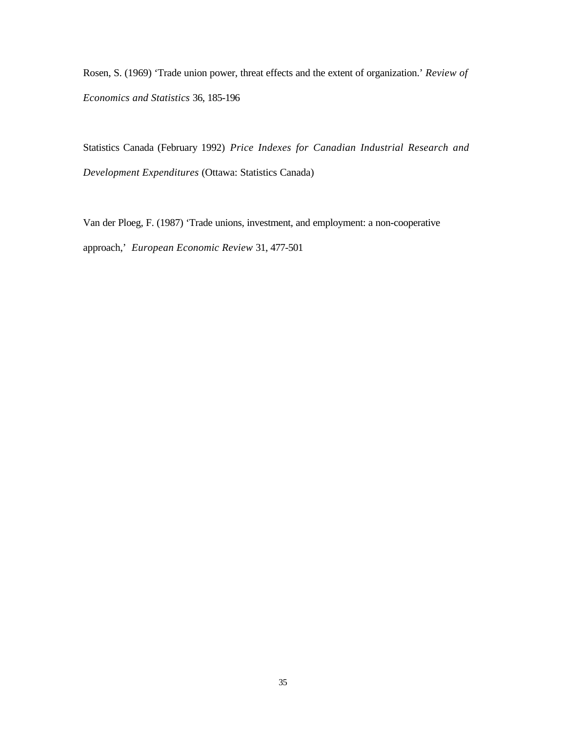Rosen, S. (1969) 'Trade union power, threat effects and the extent of organization.' *Review of Economics and Statistics* 36, 185-196

Statistics Canada (February 1992) *Price Indexes for Canadian Industrial Research and Development Expenditures* (Ottawa: Statistics Canada)

Van der Ploeg, F. (1987) 'Trade unions, investment, and employment: a non-cooperative approach,' *European Economic Review* 31, 477-501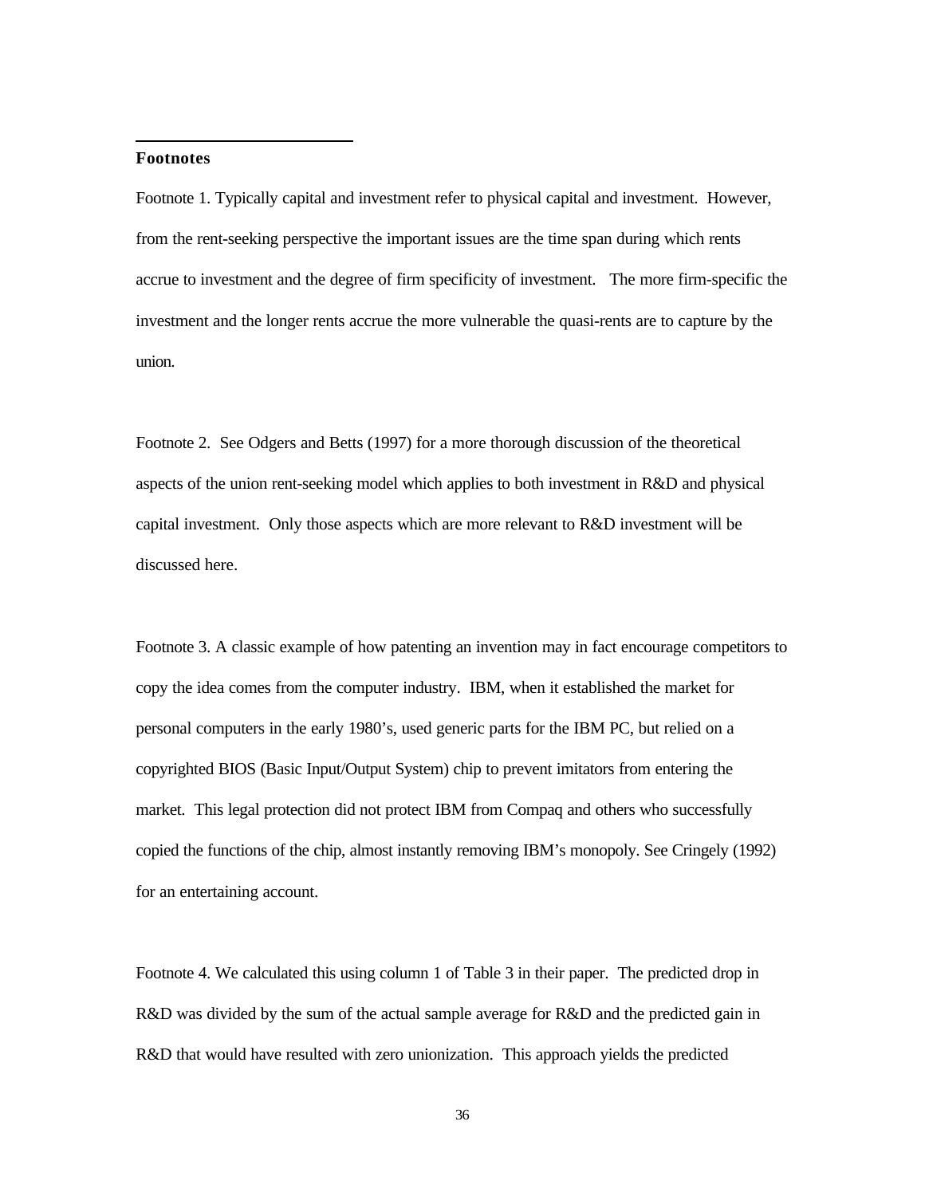**Footnotes**

Footnote 1. Typically capital and investment refer to physical capital and investment. However, from the rent-seeking perspective the important issues are the time span during which rents accrue to investment and the degree of firm specificity of investment. The more firm-specific the investment and the longer rents accrue the more vulnerable the quasi-rents are to capture by the union.

Footnote 2. See Odgers and Betts (1997) for a more thorough discussion of the theoretical aspects of the union rent-seeking model which applies to both investment in R&D and physical capital investment. Only those aspects which are more relevant to R&D investment will be discussed here.

Footnote 3. A classic example of how patenting an invention may in fact encourage competitors to copy the idea comes from the computer industry. IBM, when it established the market for personal computers in the early 1980's, used generic parts for the IBM PC, but relied on a copyrighted BIOS (Basic Input/Output System) chip to prevent imitators from entering the market. This legal protection did not protect IBM from Compaq and others who successfully copied the functions of the chip, almost instantly removing IBM's monopoly. See Cringely (1992) for an entertaining account.

Footnote 4. We calculated this using column 1 of Table 3 in their paper. The predicted drop in R&D was divided by the sum of the actual sample average for R&D and the predicted gain in R&D that would have resulted with zero unionization. This approach yields the predicted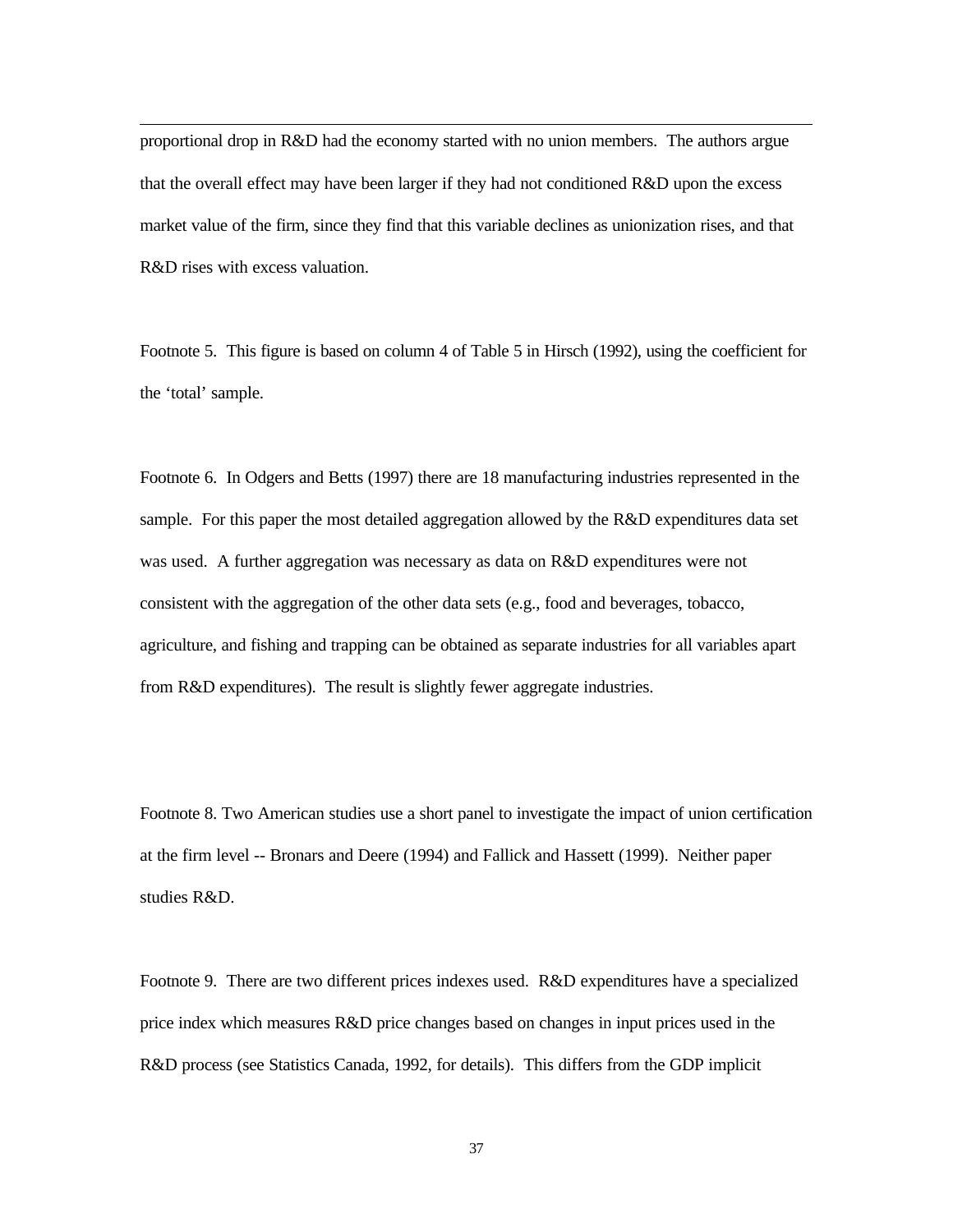proportional drop in R&D had the economy started with no union members. The authors argue that the overall effect may have been larger if they had not conditioned R&D upon the excess market value of the firm, since they find that this variable declines as unionization rises, and that R&D rises with excess valuation.

Footnote 5. This figure is based on column 4 of Table 5 in Hirsch (1992), using the coefficient for the 'total' sample.

Footnote 6. In Odgers and Betts (1997) there are 18 manufacturing industries represented in the sample. For this paper the most detailed aggregation allowed by the R&D expenditures data set was used. A further aggregation was necessary as data on R&D expenditures were not consistent with the aggregation of the other data sets (e.g., food and beverages, tobacco, agriculture, and fishing and trapping can be obtained as separate industries for all variables apart from R&D expenditures). The result is slightly fewer aggregate industries.

Footnote 8. Two American studies use a short panel to investigate the impact of union certification at the firm level -- Bronars and Deere (1994) and Fallick and Hassett (1999). Neither paper studies R&D.

Footnote 9. There are two different prices indexes used. R&D expenditures have a specialized price index which measures R&D price changes based on changes in input prices used in the R&D process (see Statistics Canada, 1992, for details). This differs from the GDP implicit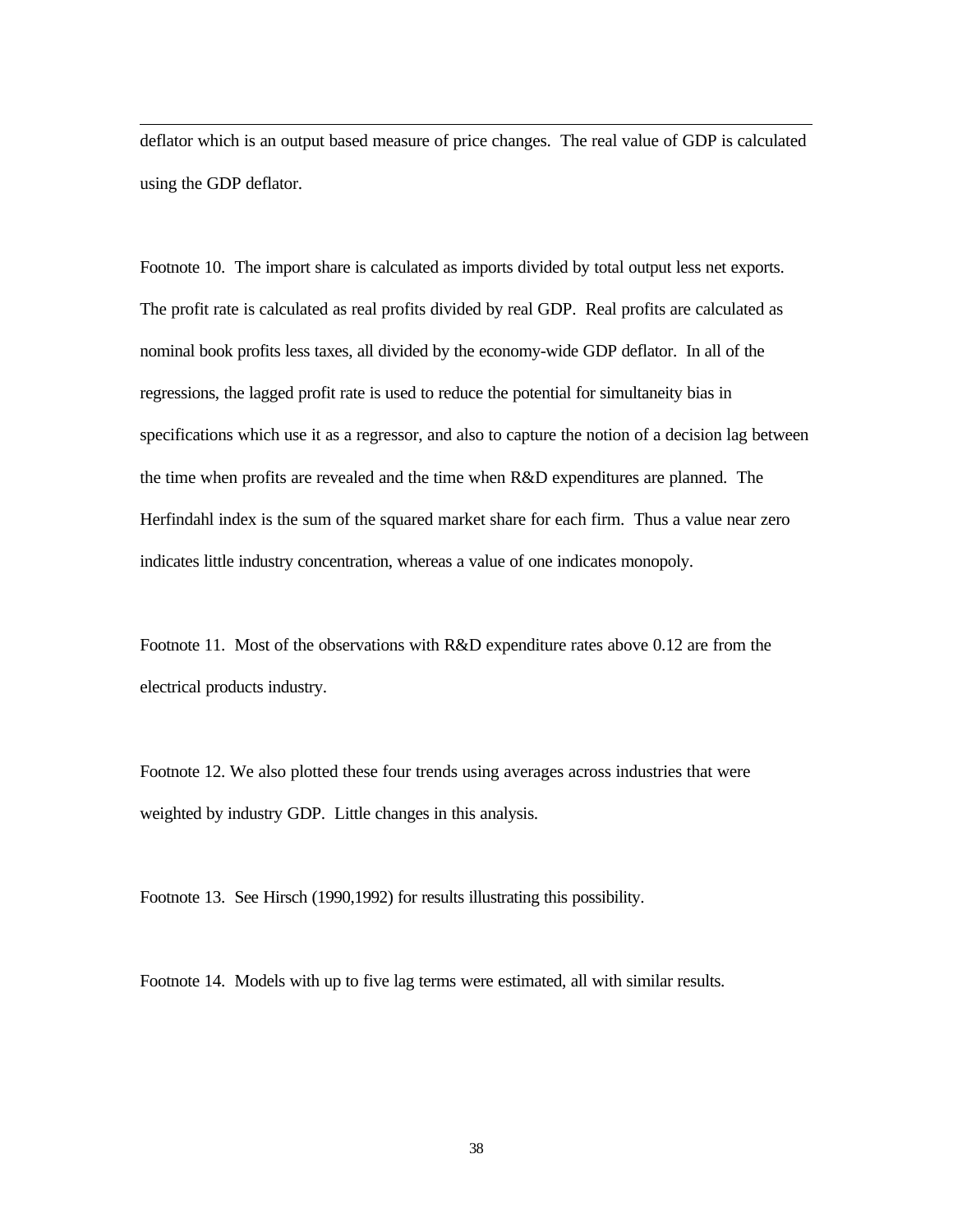deflator which is an output based measure of price changes. The real value of GDP is calculated using the GDP deflator.

Footnote 10. The import share is calculated as imports divided by total output less net exports. The profit rate is calculated as real profits divided by real GDP. Real profits are calculated as nominal book profits less taxes, all divided by the economy-wide GDP deflator. In all of the regressions, the lagged profit rate is used to reduce the potential for simultaneity bias in specifications which use it as a regressor, and also to capture the notion of a decision lag between the time when profits are revealed and the time when R&D expenditures are planned. The Herfindahl index is the sum of the squared market share for each firm. Thus a value near zero indicates little industry concentration, whereas a value of one indicates monopoly.

Footnote 11. Most of the observations with R&D expenditure rates above 0.12 are from the electrical products industry.

Footnote 12. We also plotted these four trends using averages across industries that were weighted by industry GDP. Little changes in this analysis.

Footnote 13. See Hirsch (1990,1992) for results illustrating this possibility.

Footnote 14. Models with up to five lag terms were estimated, all with similar results.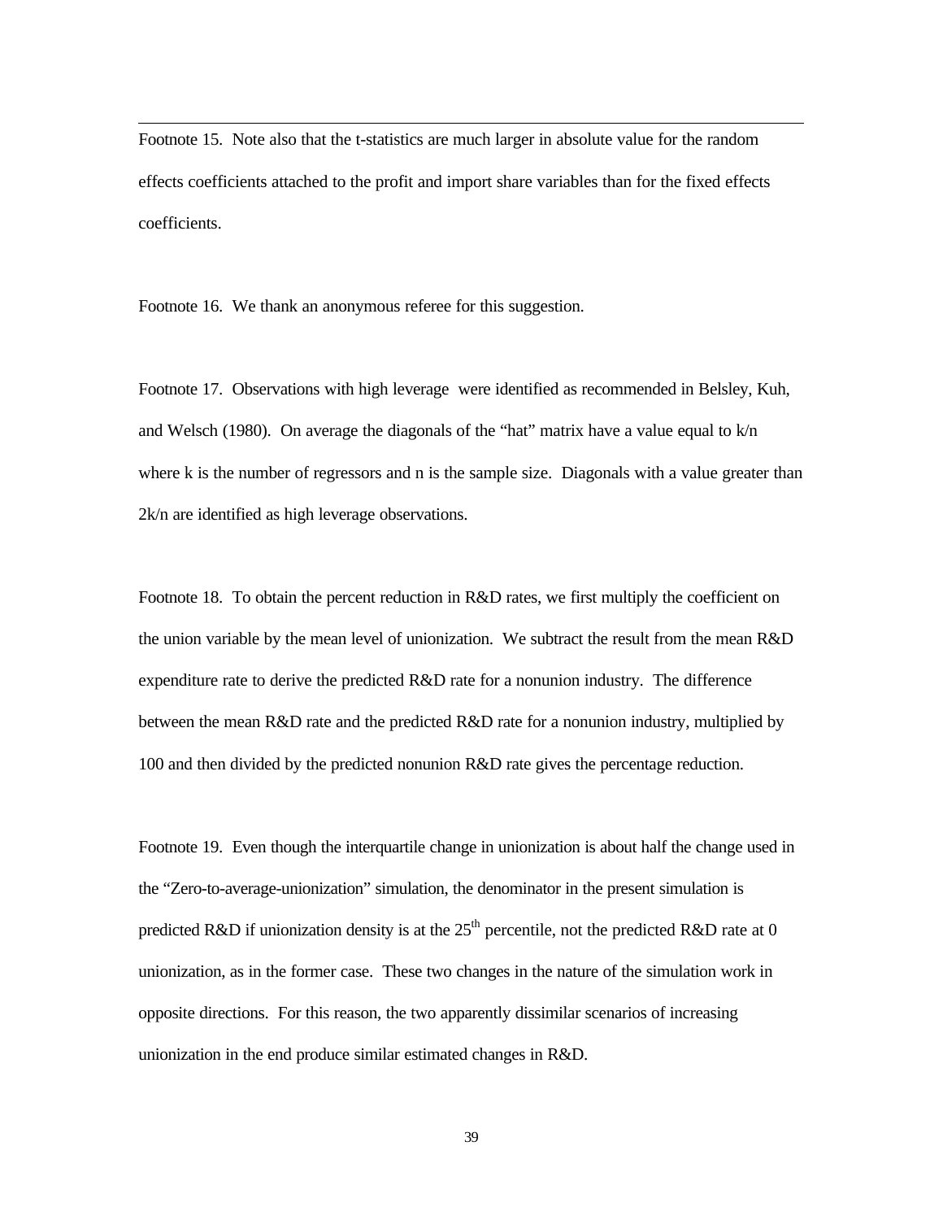Footnote 15. Note also that the t-statistics are much larger in absolute value for the random effects coefficients attached to the profit and import share variables than for the fixed effects coefficients.

Footnote 16. We thank an anonymous referee for this suggestion.

Footnote 17. Observations with high leverage were identified as recommended in Belsley, Kuh, and Welsch (1980). On average the diagonals of the "hat" matrix have a value equal to $k/n$ where $k$ is the number of regressors and $n$ is the sample size. Diagonals with a value greater than $2k/n$ are identified as high leverage observations.

Footnote 18. To obtain the percent reduction in R&D rates, we first multiply the coefficient on the union variable by the mean level of unionization. We subtract the result from the mean R&D expenditure rate to derive the predicted R&D rate for a nonunion industry. The difference between the mean R&D rate and the predicted R&D rate for a nonunion industry, multiplied by 100 and then divided by the predicted nonunion R&D rate gives the percentage reduction.

Footnote 19. Even though the interquartile change in unionization is about half the change used in the "Zero-to-average-unionization" simulation, the denominator in the present simulation is predicted R&D if unionization density is at the 25$^{th}$ percentile, not the predicted R&D rate at 0 unionization, as in the former case. These two changes in the nature of the simulation work in opposite directions. For this reason, the two apparently dissimilar scenarios of increasing unionization in the end produce similar estimated changes in R&D.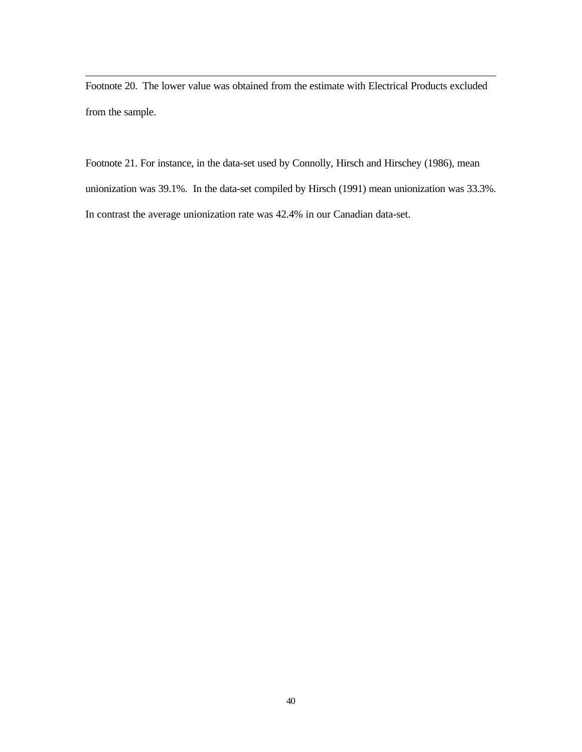Footnote 20. The lower value was obtained from the estimate with Electrical Products excluded from the sample.

Footnote 21. For instance, in the data-set used by Connolly, Hirsch and Hirschey (1986), mean unionization was 39.1%. In the data-set compiled by Hirsch (1991) mean unionization was 33.3%. In contrast the average unionization rate was 42.4% in our Canadian data-set.